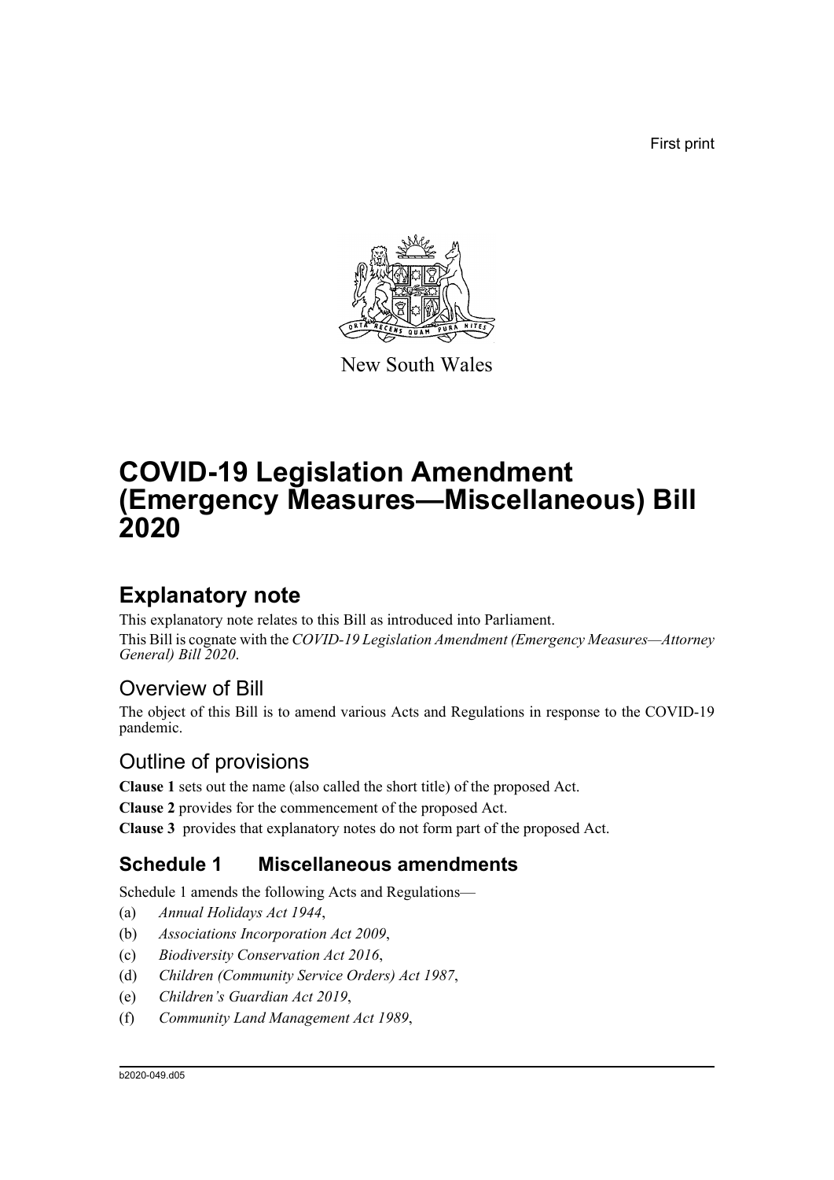First print

New South Wales

# COVID-19 Legislation Amendment (Emergency Measures—Miscellaneous) Bill 2020

## Explanatory note

This explanatory note relates to this Bill as introduced into Parliament.

This Bill is cognate with the *COVID-19 Legislation Amendment (Emergency Measures—Attorney General) Bill 2020*.

### Overview of Bill

The object of this Bill is to amend various Acts and Regulations in response to the COVID-19 pandemic.

### Outline of provisions

**Clause 1** sets out the name (also called the short title) of the proposed Act.

**Clause 2** provides for the commencement of the proposed Act.

**Clause 3** provides that explanatory notes do not form part of the proposed Act.

## Schedule 1 Miscellaneous amendments

Schedule 1 amends the following Acts and Regulations—

(a) *Annual Holidays Act 1944*,

(b) *Associations Incorporation Act 2009*,

(c) *Biodiversity Conservation Act 2016*,

(d) *Children (Community Service Orders) Act 1987*,

(e) *Children's Guardian Act 2019*,

(f) *Community Land Management Act 1989*,

b2020-049.d05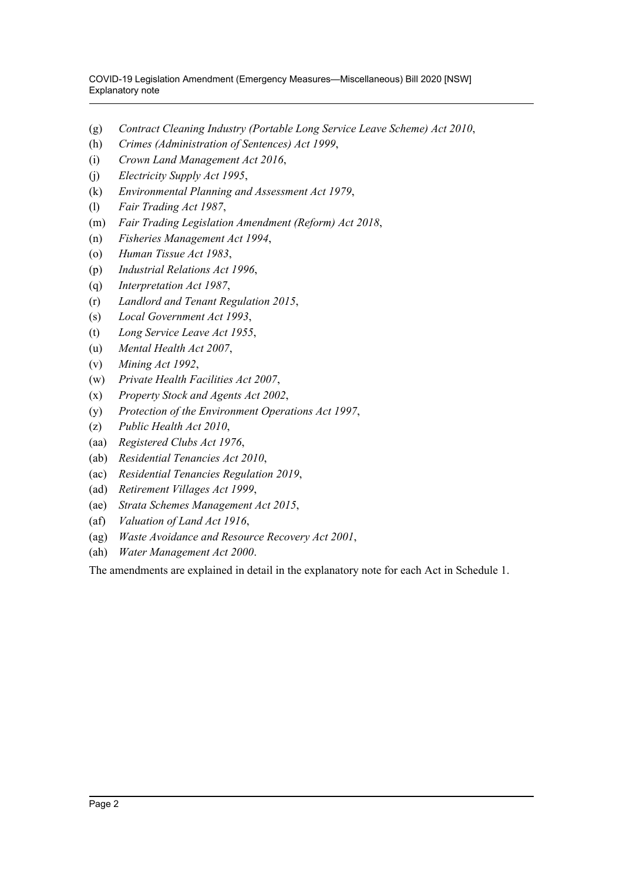(g) *Contract Cleaning Industry (Portable Long Service Leave Scheme) Act 2010*,

(h) *Crimes (Administration of Sentences) Act 1999*,

(i) *Crown Land Management Act 2016*,

(j) *Electricity Supply Act 1995*,

(k) *Environmental Planning and Assessment Act 1979*,

(l) *Fair Trading Act 1987*,

(m) *Fair Trading Legislation Amendment (Reform) Act 2018*,

(n) *Fisheries Management Act 1994*,

(o) *Human Tissue Act 1983*,

(p) *Industrial Relations Act 1996*,

(q) *Interpretation Act 1987*,

(r) *Landlord and Tenant Regulation 2015*,

(s) *Local Government Act 1993*,

(t) *Long Service Leave Act 1955*,

(u) *Mental Health Act 2007*,

(v) *Mining Act 1992*,

(w) *Private Health Facilities Act 2007*,

(x) *Property Stock and Agents Act 2002*,

(y) *Protection of the Environment Operations Act 1997*,

(z) *Public Health Act 2010*,

(aa) *Registered Clubs Act 1976*,

(ab) *Residential Tenancies Act 2010*,

(ac) *Residential Tenancies Regulation 2019*,

(ad) *Retirement Villages Act 1999*,

(ae) *Strata Schemes Management Act 2015*,

(af) *Valuation of Land Act 1916*,

(ag) *Waste Avoidance and Resource Recovery Act 2001*,

(ah) *Water Management Act 2000*.

The amendments are explained in detail in the explanatory note for each Act in Schedule 1.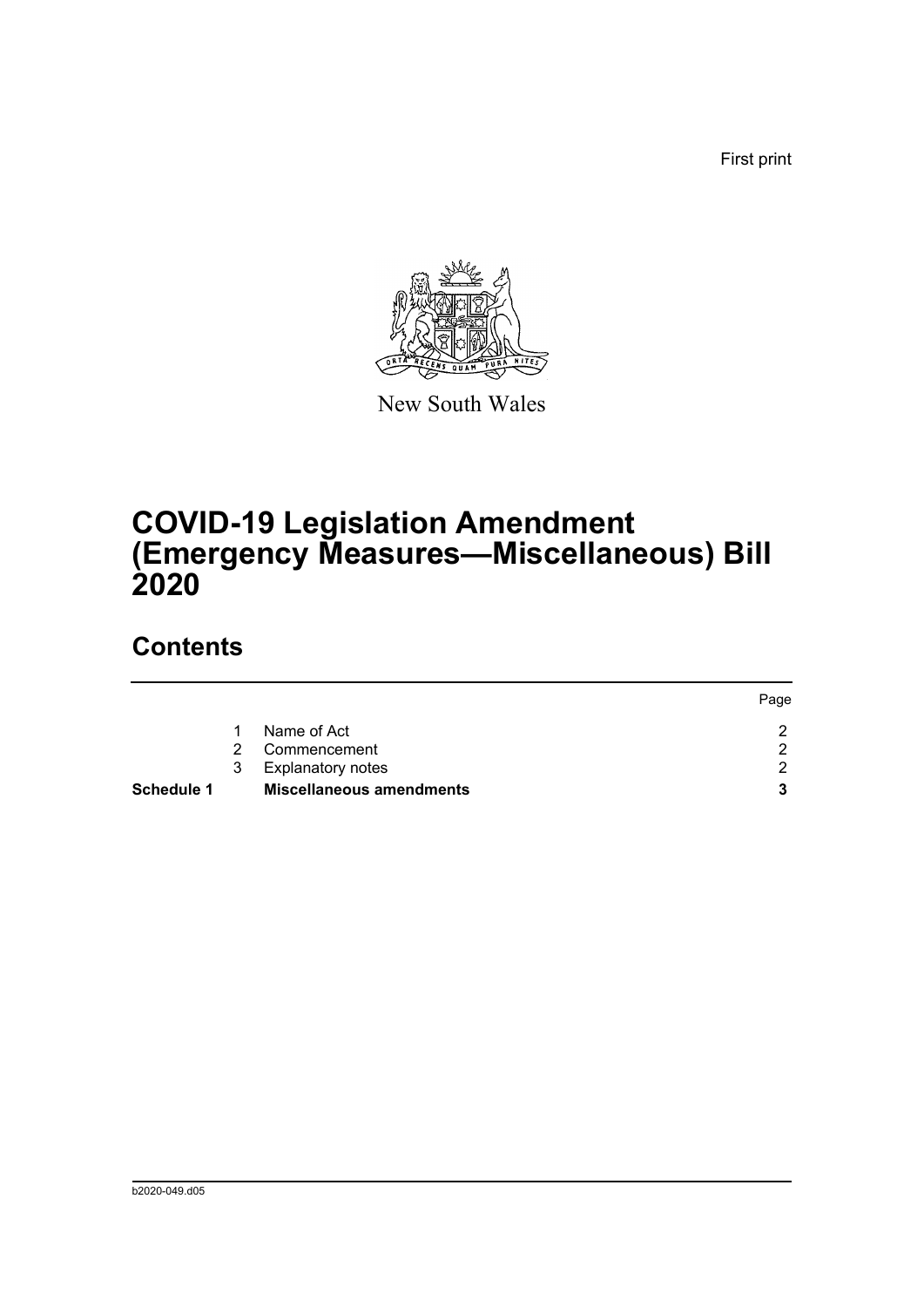First print

New South Wales

# COVID-19 Legislation Amendment (Emergency Measures—Miscellaneous) Bill 2020

## Contents

| | | | Page |
|---|---|---|---|
| | 1 | Name of Act | 2 |
| | 2 | Commencement | 2 |
| | 3 | Explanatory notes | 2 |
| **Schedule 1** | | **Miscellaneous amendments** | **3** |

b2020-049.d05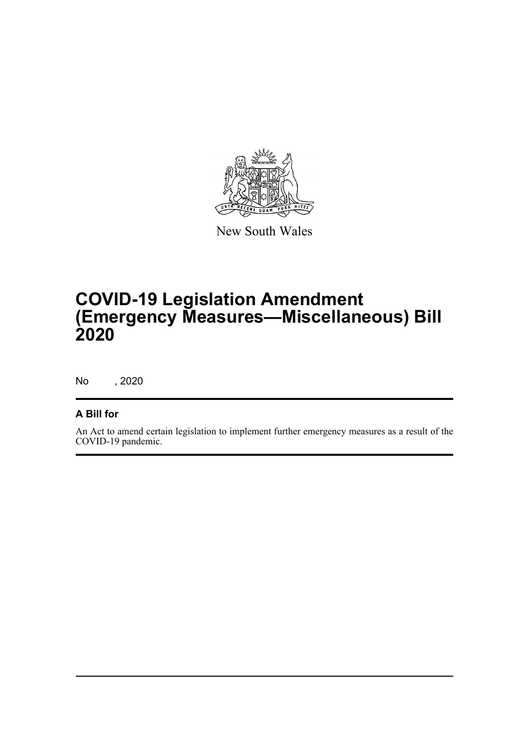New South Wales

# COVID-19 Legislation Amendment (Emergency Measures—Miscellaneous) Bill 2020

No , 2020

## A Bill for

An Act to amend certain legislation to implement further emergency measures as a result of the COVID-19 pandemic.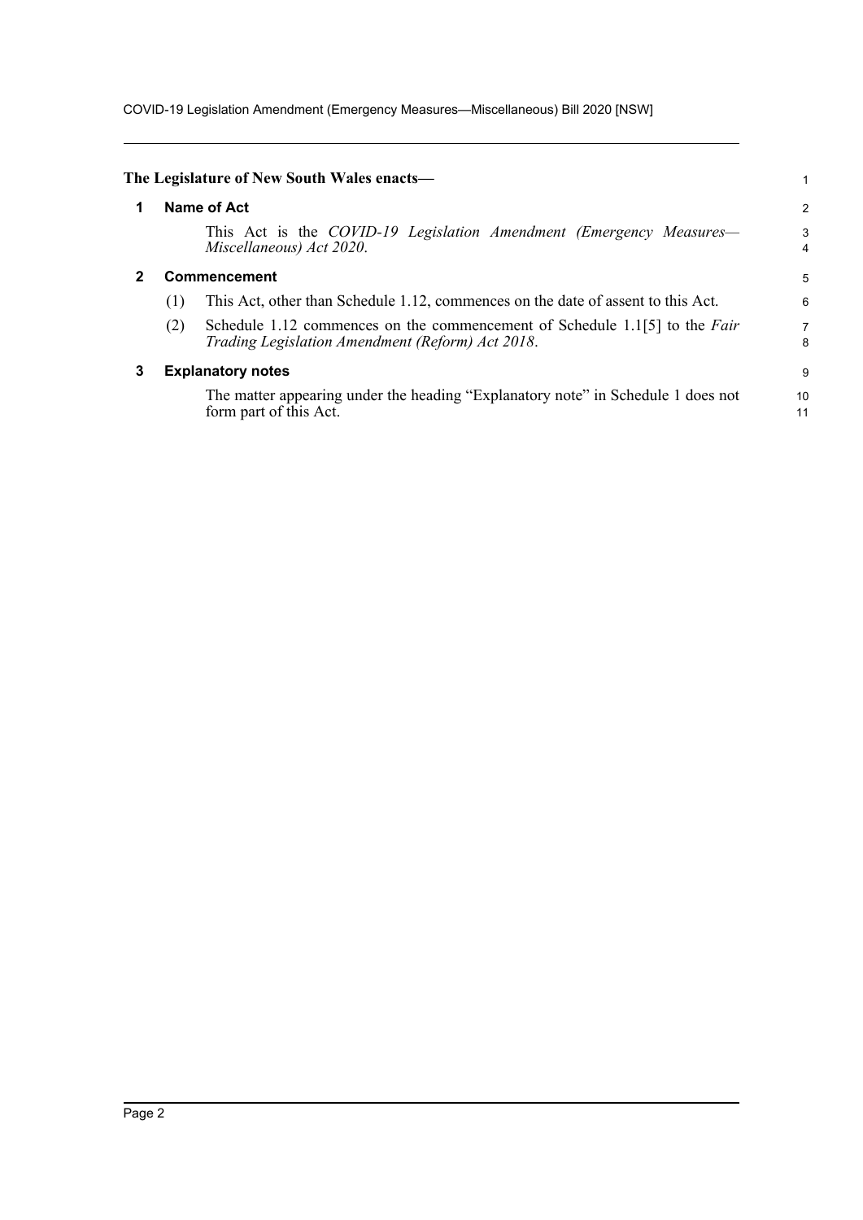**The Legislature of New South Wales enacts—**

## 1 Name of Act

This Act is the *COVID-19 Legislation Amendment (Emergency Measures—Miscellaneous) Act 2020*.

## 2 Commencement

(1) This Act, other than Schedule 1.12, commences on the date of assent to this Act.

(2) Schedule 1.12 commences on the commencement of Schedule 1.1[5] to the *Fair Trading Legislation Amendment (Reform) Act 2018*.

## 3 Explanatory notes

The matter appearing under the heading "Explanatory note" in Schedule 1 does not form part of this Act.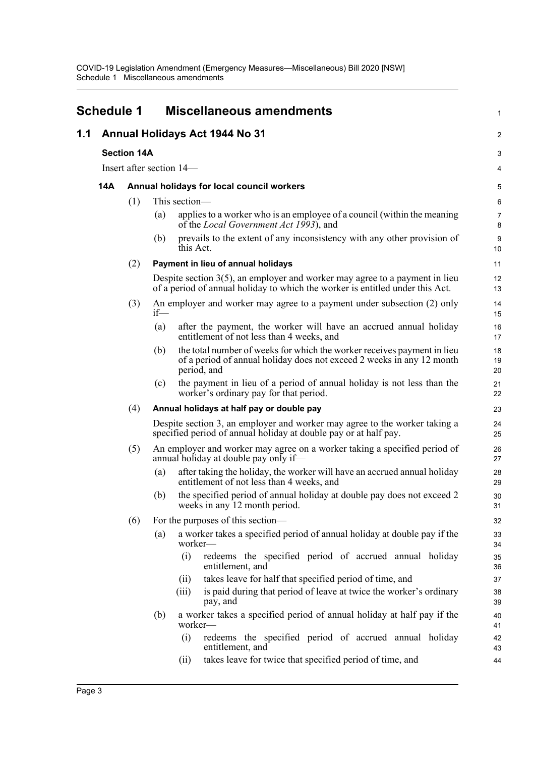# Schedule 1 Miscellaneous amendments

## 1.1 Annual Holidays Act 1944 No 31

### Section 14A

Insert after section 14—

#### 14A Annual holidays for local council workers

(1) This section—

(a) applies to a worker who is an employee of a council (within the meaning of the *Local Government Act 1993*), and

(b) prevails to the extent of any inconsistency with any other provision of this Act.

(2) **Payment in lieu of annual holidays**

Despite section 3(5), an employer and worker may agree to a payment in lieu of a period of annual holiday to which the worker is entitled under this Act.

(3) An employer and worker may agree to a payment under subsection (2) only if—

(a) after the payment, the worker will have an accrued annual holiday entitlement of not less than 4 weeks, and

(b) the total number of weeks for which the worker receives payment in lieu of a period of annual holiday does not exceed 2 weeks in any 12 month period, and

(c) the payment in lieu of a period of annual holiday is not less than the worker's ordinary pay for that period.

(4) **Annual holidays at half pay or double pay**

Despite section 3, an employer and worker may agree to the worker taking a specified period of annual holiday at double pay or at half pay.

(5) An employer and worker may agree on a worker taking a specified period of annual holiday at double pay only if—

(a) after taking the holiday, the worker will have an accrued annual holiday entitlement of not less than 4 weeks, and

(b) the specified period of annual holiday at double pay does not exceed 2 weeks in any 12 month period.

(6) For the purposes of this section—

(a) a worker takes a specified period of annual holiday at double pay if the worker—

(i) redeems the specified period of accrued annual holiday entitlement, and

(ii) takes leave for half that specified period of time, and

(iii) is paid during that period of leave at twice the worker's ordinary pay, and

(b) a worker takes a specified period of annual holiday at half pay if the worker—

(i) redeems the specified period of accrued annual holiday entitlement, and

(ii) takes leave for twice that specified period of time, and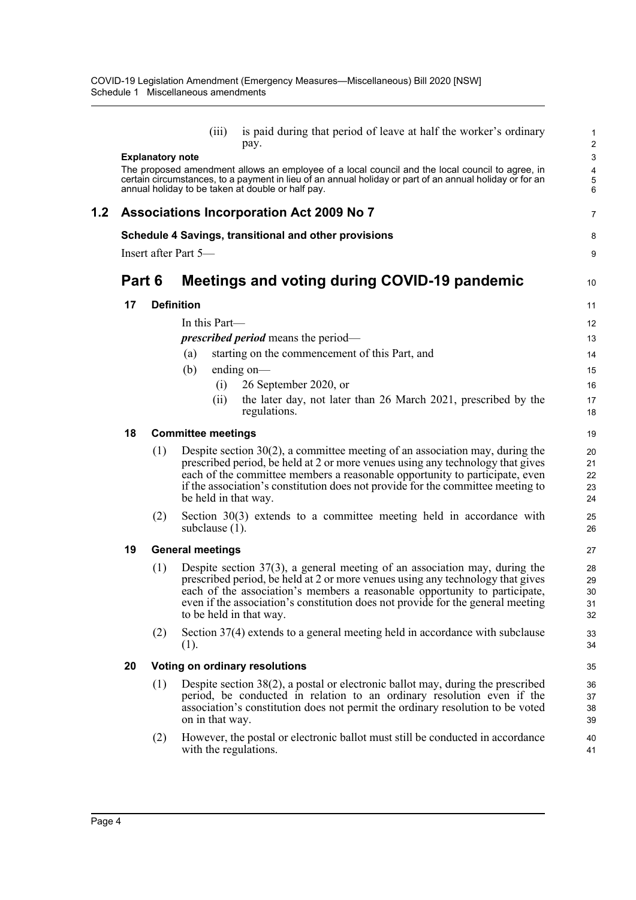(iii) is paid during that period of leave at half the worker's ordinary pay.

**Explanatory note**

The proposed amendment allows an employee of a local council and the local council to agree, in certain circumstances, to a payment in lieu of an annual holiday or part of an annual holiday or for an annual holiday to be taken at double or half pay.

## 1.2 Associations Incorporation Act 2009 No 7

**Schedule 4 Savings, transitional and other provisions**

Insert after Part 5—

# Part 6 Meetings and voting during COVID-19 pandemic

### 17 Definition

In this Part—

***prescribed period*** means the period—

(a) starting on the commencement of this Part, and

(b) ending on—

(i) 26 September 2020, or

(ii) the later day, not later than 26 March 2021, prescribed by the regulations.

### 18 Committee meetings

(1) Despite section 30(2), a committee meeting of an association may, during the prescribed period, be held at 2 or more venues using any technology that gives each of the committee members a reasonable opportunity to participate, even if the association's constitution does not provide for the committee meeting to be held in that way.

(2) Section 30(3) extends to a committee meeting held in accordance with subclause (1).

### 19 General meetings

(1) Despite section 37(3), a general meeting of an association may, during the prescribed period, be held at 2 or more venues using any technology that gives each of the association's members a reasonable opportunity to participate, even if the association's constitution does not provide for the general meeting to be held in that way.

(2) Section 37(4) extends to a general meeting held in accordance with subclause (1).

### 20 Voting on ordinary resolutions

(1) Despite section 38(2), a postal or electronic ballot may, during the prescribed period, be conducted in relation to an ordinary resolution even if the association's constitution does not permit the ordinary resolution to be voted on in that way.

(2) However, the postal or electronic ballot must still be conducted in accordance with the regulations.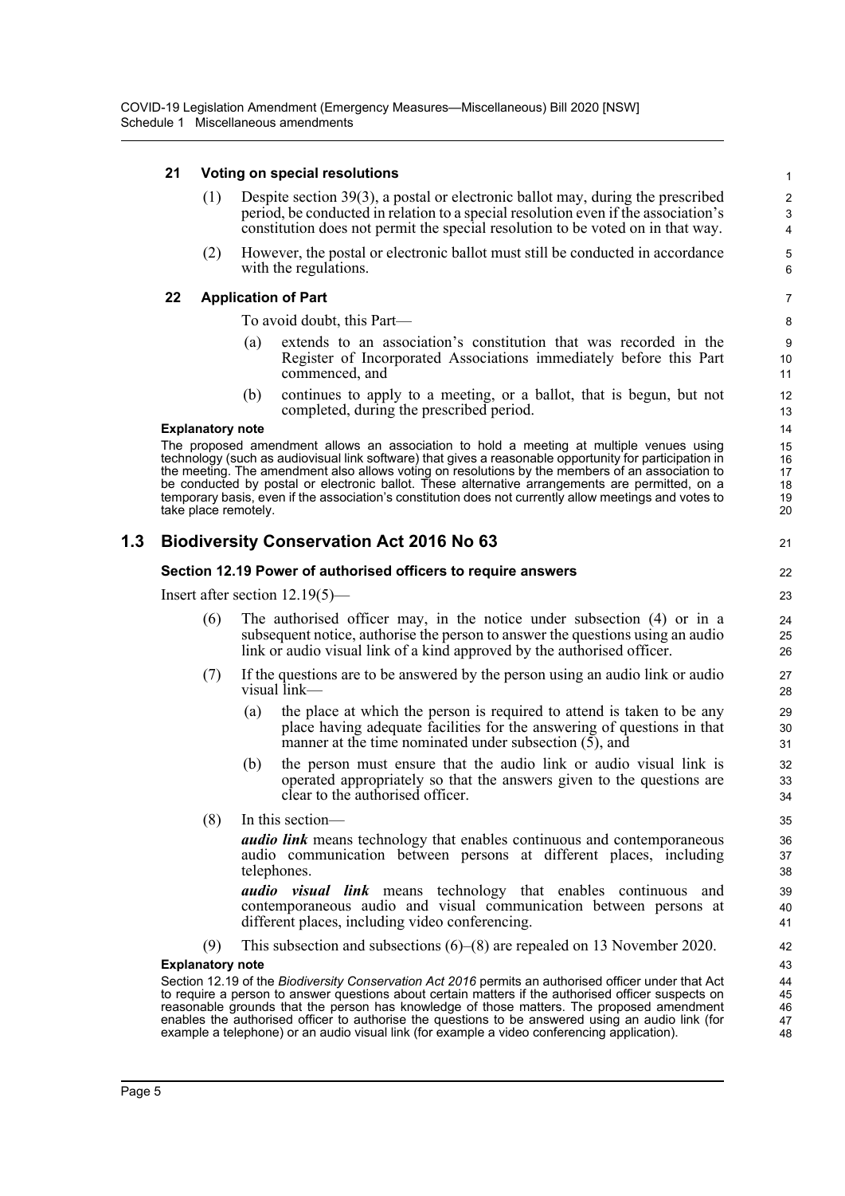#### 21 Voting on special resolutions

(1) Despite section 39(3), a postal or electronic ballot may, during the prescribed period, be conducted in relation to a special resolution even if the association's constitution does not permit the special resolution to be voted on in that way.

(2) However, the postal or electronic ballot must still be conducted in accordance with the regulations.

#### 22 Application of Part

To avoid doubt, this Part—

(a) extends to an association's constitution that was recorded in the Register of Incorporated Associations immediately before this Part commenced, and

(b) continues to apply to a meeting, or a ballot, that is begun, but not completed, during the prescribed period.

**Explanatory note**

The proposed amendment allows an association to hold a meeting at multiple venues using technology (such as audiovisual link software) that gives a reasonable opportunity for participation in the meeting. The amendment also allows voting on resolutions by the members of an association to be conducted by postal or electronic ballot. These alternative arrangements are permitted, on a temporary basis, even if the association's constitution does not currently allow meetings and votes to take place remotely.

## 1.3 Biodiversity Conservation Act 2016 No 63

### Section 12.19 Power of authorised officers to require answers

Insert after section 12.19(5)—

(6) The authorised officer may, in the notice under subsection (4) or in a subsequent notice, authorise the person to answer the questions using an audio link or audio visual link of a kind approved by the authorised officer.

(7) If the questions are to be answered by the person using an audio link or audio visual link—

(a) the place at which the person is required to attend is taken to be any place having adequate facilities for the answering of questions in that manner at the time nominated under subsection (5), and

(b) the person must ensure that the audio link or audio visual link is operated appropriately so that the answers given to the questions are clear to the authorised officer.

(8) In this section—

***audio link*** means technology that enables continuous and contemporaneous audio communication between persons at different places, including telephones.

***audio visual link*** means technology that enables continuous and contemporaneous audio and visual communication between persons at different places, including video conferencing.

(9) This subsection and subsections (6)–(8) are repealed on 13 November 2020.

**Explanatory note**

Section 12.19 of the *Biodiversity Conservation Act 2016* permits an authorised officer under that Act to require a person to answer questions about certain matters if the authorised officer suspects on reasonable grounds that the person has knowledge of those matters. The proposed amendment enables the authorised officer to authorise the questions to be answered using an audio link (for example a telephone) or an audio visual link (for example a video conferencing application).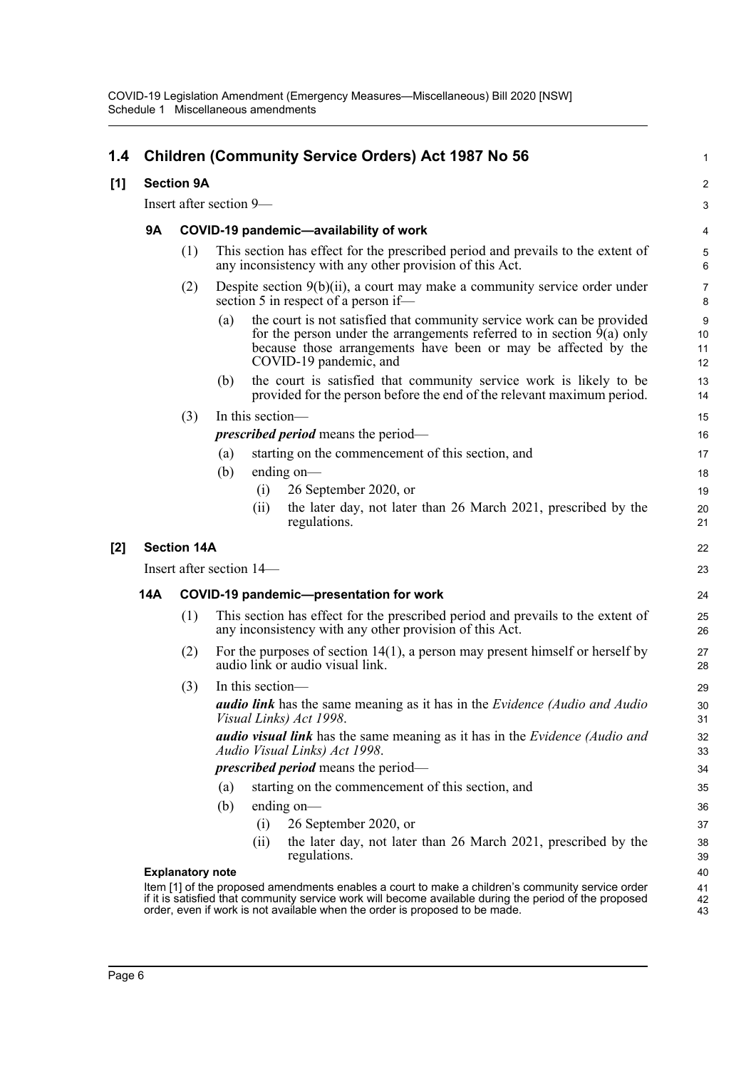## 1.4 Children (Community Service Orders) Act 1987 No 56

**[1] Section 9A**

Insert after section 9—

### 9A COVID-19 pandemic—availability of work

(1) This section has effect for the prescribed period and prevails to the extent of any inconsistency with any other provision of this Act.

(2) Despite section 9(b)(ii), a court may make a community service order under section 5 in respect of a person if—

(a) the court is not satisfied that community service work can be provided for the person under the arrangements referred to in section 9(a) only because those arrangements have been or may be affected by the COVID-19 pandemic, and

(b) the court is satisfied that community service work is likely to be provided for the person before the end of the relevant maximum period.

(3) In this section—

***prescribed period*** means the period—

(a) starting on the commencement of this section, and

(b) ending on—

(i) 26 September 2020, or

(ii) the later day, not later than 26 March 2021, prescribed by the regulations.

**[2] Section 14A**

Insert after section 14—

### 14A COVID-19 pandemic—presentation for work

(1) This section has effect for the prescribed period and prevails to the extent of any inconsistency with any other provision of this Act.

(2) For the purposes of section 14(1), a person may present himself or herself by audio link or audio visual link.

(3) In this section—

***audio link*** has the same meaning as it has in the *Evidence (Audio and Audio Visual Links) Act 1998*.

***audio visual link*** has the same meaning as it has in the *Evidence (Audio and Audio Visual Links) Act 1998*.

***prescribed period*** means the period—

(a) starting on the commencement of this section, and

(b) ending on—

(i) 26 September 2020, or

(ii) the later day, not later than 26 March 2021, prescribed by the regulations.

**Explanatory note**

Item [1] of the proposed amendments enables a court to make a children's community service order if it is satisfied that community service work will become available during the period of the proposed order, even if work is not available when the order is proposed to be made.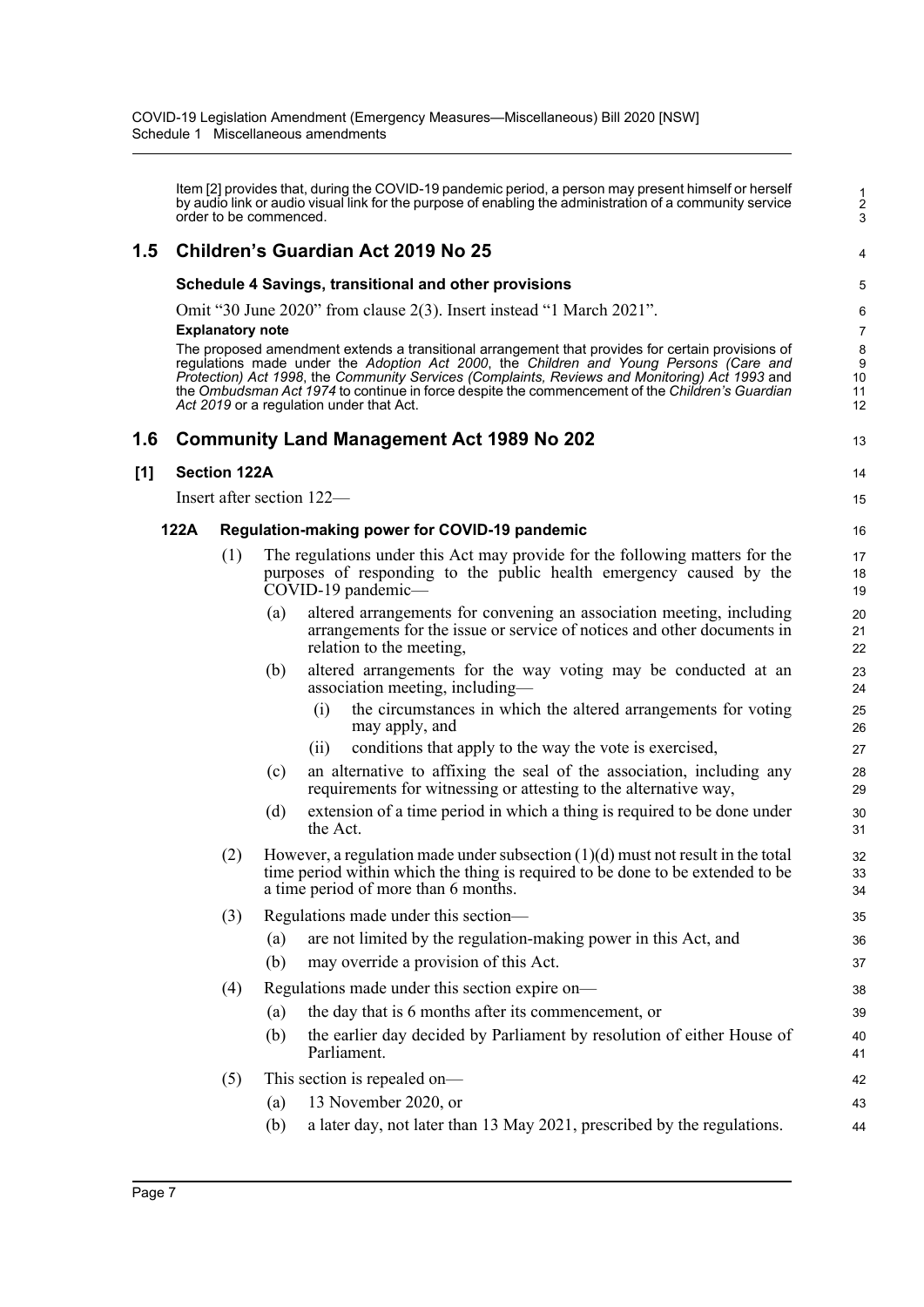Item [2] provides that, during the COVID-19 pandemic period, a person may present himself or herself by audio link or audio visual link for the purpose of enabling the administration of a community service order to be commenced.

## 1.5 Children's Guardian Act 2019 No 25

### Schedule 4 Savings, transitional and other provisions

Omit "30 June 2020" from clause 2(3). Insert instead "1 March 2021".

**Explanatory note**

The proposed amendment extends a transitional arrangement that provides for certain provisions of regulations made under the *Adoption Act 2000*, the *Children and Young Persons (Care and Protection) Act 1998*, the *Community Services (Complaints, Reviews and Monitoring) Act 1993* and the *Ombudsman Act 1974* to continue in force despite the commencement of the *Children's Guardian Act 2019* or a regulation under that Act.

## 1.6 Community Land Management Act 1989 No 202

### [1] Section 122A

Insert after section 122—

#### 122A Regulation-making power for COVID-19 pandemic

(1) The regulations under this Act may provide for the following matters for the purposes of responding to the public health emergency caused by the COVID-19 pandemic—

- (a) altered arrangements for convening an association meeting, including arrangements for the issue or service of notices and other documents in relation to the meeting,
- (b) altered arrangements for the way voting may be conducted at an association meeting, including—
  - (i) the circumstances in which the altered arrangements for voting may apply, and
  - (ii) conditions that apply to the way the vote is exercised,
- (c) an alternative to affixing the seal of the association, including any requirements for witnessing or attesting to the alternative way,
- (d) extension of a time period in which a thing is required to be done under the Act.

(2) However, a regulation made under subsection (1)(d) must not result in the total time period within which the thing is required to be done to be extended to be a time period of more than 6 months.

(3) Regulations made under this section—

- (a) are not limited by the regulation-making power in this Act, and
- (b) may override a provision of this Act.

(4) Regulations made under this section expire on—

- (a) the day that is 6 months after its commencement, or
- (b) the earlier day decided by Parliament by resolution of either House of Parliament.

(5) This section is repealed on—

- (a) 13 November 2020, or
- (b) a later day, not later than 13 May 2021, prescribed by the regulations.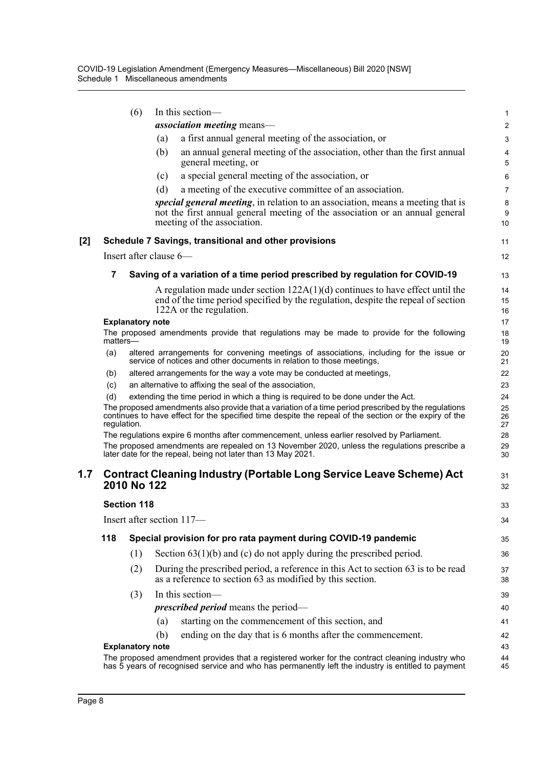(6) In this section—

***association meeting*** means—

(a) a first annual general meeting of the association, or

(b) an annual general meeting of the association, other than the first annual general meeting, or

(c) a special general meeting of the association, or

(d) a meeting of the executive committee of an association.

***special general meeting***, in relation to an association, means a meeting that is not the first annual general meeting of the association or an annual general meeting of the association.

**[2] Schedule 7 Savings, transitional and other provisions**

Insert after clause 6—

**7 Saving of a variation of a time period prescribed by regulation for COVID-19**

A regulation made under section 122A(1)(d) continues to have effect until the end of the time period specified by the regulation, despite the repeal of section 122A or the regulation.

**Explanatory note**

The proposed amendments provide that regulations may be made to provide for the following matters—

(a) altered arrangements for convening meetings of associations, including for the issue or service of notices and other documents in relation to those meetings,

(b) altered arrangements for the way a vote may be conducted at meetings,

(c) an alternative to affixing the seal of the association,

(d) extending the time period in which a thing is required to be done under the Act.

The proposed amendments also provide that a variation of a time period prescribed by the regulations continues to have effect for the specified time despite the repeal of the section or the expiry of the regulation.

The regulations expire 6 months after commencement, unless earlier resolved by Parliament.

The proposed amendments are repealed on 13 November 2020, unless the regulations prescribe a later date for the repeal, being not later than 13 May 2021.

## 1.7 Contract Cleaning Industry (Portable Long Service Leave Scheme) Act 2010 No 122

**Section 118**

Insert after section 117—

**118 Special provision for pro rata payment during COVID-19 pandemic**

(1) Section 63(1)(b) and (c) do not apply during the prescribed period.

(2) During the prescribed period, a reference in this Act to section 63 is to be read as a reference to section 63 as modified by this section.

(3) In this section—

***prescribed period*** means the period—

(a) starting on the commencement of this section, and

(b) ending on the day that is 6 months after the commencement.

**Explanatory note**

The proposed amendment provides that a registered worker for the contract cleaning industry who has 5 years of recognised service and who has permanently left the industry is entitled to payment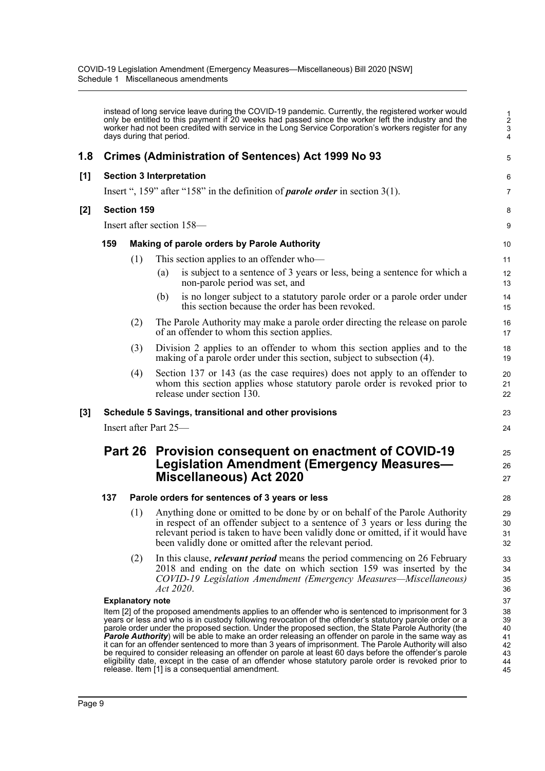instead of long service leave during the COVID-19 pandemic. Currently, the registered worker would only be entitled to this payment if 20 weeks had passed since the worker left the industry and the worker had not been credited with service in the Long Service Corporation's workers register for any days during that period.

## 1.8 Crimes (Administration of Sentences) Act 1999 No 93

### [1] Section 3 Interpretation

Insert ", 159" after "158" in the definition of ***parole order*** in section 3(1).

### [2] Section 159

Insert after section 158—

#### 159 Making of parole orders by Parole Authority

(1) This section applies to an offender who—

(a) is subject to a sentence of 3 years or less, being a sentence for which a non-parole period was set, and

(b) is no longer subject to a statutory parole order or a parole order under this section because the order has been revoked.

(2) The Parole Authority may make a parole order directing the release on parole of an offender to whom this section applies.

(3) Division 2 applies to an offender to whom this section applies and to the making of a parole order under this section, subject to subsection (4).

(4) Section 137 or 143 (as the case requires) does not apply to an offender to whom this section applies whose statutory parole order is revoked prior to release under section 130.

### [3] Schedule 5 Savings, transitional and other provisions

Insert after Part 25—

## Part 26 Provision consequent on enactment of COVID-19 Legislation Amendment (Emergency Measures—Miscellaneous) Act 2020

#### 137 Parole orders for sentences of 3 years or less

(1) Anything done or omitted to be done by or on behalf of the Parole Authority in respect of an offender subject to a sentence of 3 years or less during the relevant period is taken to have been validly done or omitted, if it would have been validly done or omitted after the relevant period.

(2) In this clause, ***relevant period*** means the period commencing on 26 February 2018 and ending on the date on which section 159 was inserted by the *COVID-19 Legislation Amendment (Emergency Measures—Miscellaneous) Act 2020*.

**Explanatory note**

Item [2] of the proposed amendments applies to an offender who is sentenced to imprisonment for 3 years or less and who is in custody following revocation of the offender's statutory parole order or a parole order under the proposed section. Under the proposed section, the State Parole Authority (the ***Parole Authority***) will be able to make an order releasing an offender on parole in the same way as it can for an offender sentenced to more than 3 years of imprisonment. The Parole Authority will also be required to consider releasing an offender on parole at least 60 days before the offender's parole eligibility date, except in the case of an offender whose statutory parole order is revoked prior to release. Item [1] is a consequential amendment.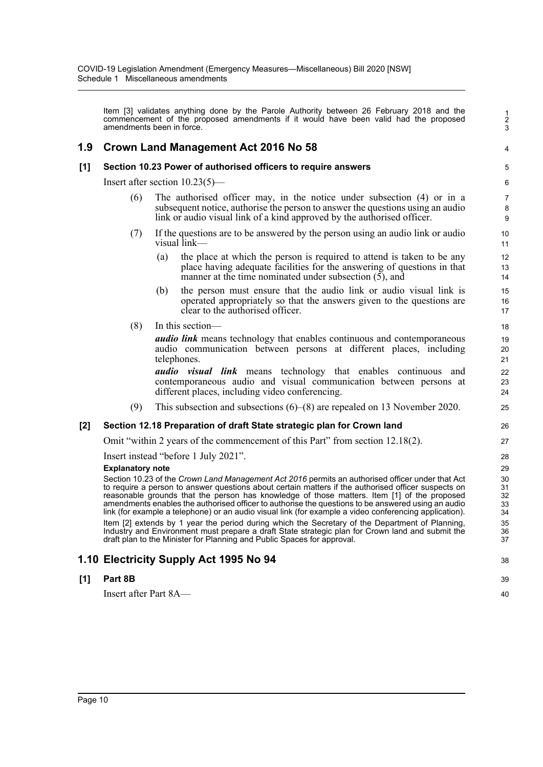Item [3] validates anything done by the Parole Authority between 26 February 2018 and the commencement of the proposed amendments if it would have been valid had the proposed amendments been in force.

## 1.9 Crown Land Management Act 2016 No 58

### [1] Section 10.23 Power of authorised officers to require answers

Insert after section 10.23(5)—

(6) The authorised officer may, in the notice under subsection (4) or in a subsequent notice, authorise the person to answer the questions using an audio link or audio visual link of a kind approved by the authorised officer.

(7) If the questions are to be answered by the person using an audio link or audio visual link—

(a) the place at which the person is required to attend is taken to be any place having adequate facilities for the answering of questions in that manner at the time nominated under subsection (5), and

(b) the person must ensure that the audio link or audio visual link is operated appropriately so that the answers given to the questions are clear to the authorised officer.

(8) In this section—

***audio link*** means technology that enables continuous and contemporaneous audio communication between persons at different places, including telephones.

***audio visual link*** means technology that enables continuous and contemporaneous audio and visual communication between persons at different places, including video conferencing.

(9) This subsection and subsections (6)–(8) are repealed on 13 November 2020.

### [2] Section 12.18 Preparation of draft State strategic plan for Crown land

Omit "within 2 years of the commencement of this Part" from section 12.18(2).

Insert instead "before 1 July 2021".

**Explanatory note**

Section 10.23 of the *Crown Land Management Act 2016* permits an authorised officer under that Act to require a person to answer questions about certain matters if the authorised officer suspects on reasonable grounds that the person has knowledge of those matters. Item [1] of the proposed amendments enables the authorised officer to authorise the questions to be answered using an audio link (for example a telephone) or an audio visual link (for example a video conferencing application).

Item [2] extends by 1 year the period during which the Secretary of the Department of Planning, Industry and Environment must prepare a draft State strategic plan for Crown land and submit the draft plan to the Minister for Planning and Public Spaces for approval.

## 1.10 Electricity Supply Act 1995 No 94

### [1] Part 8B

Insert after Part 8A—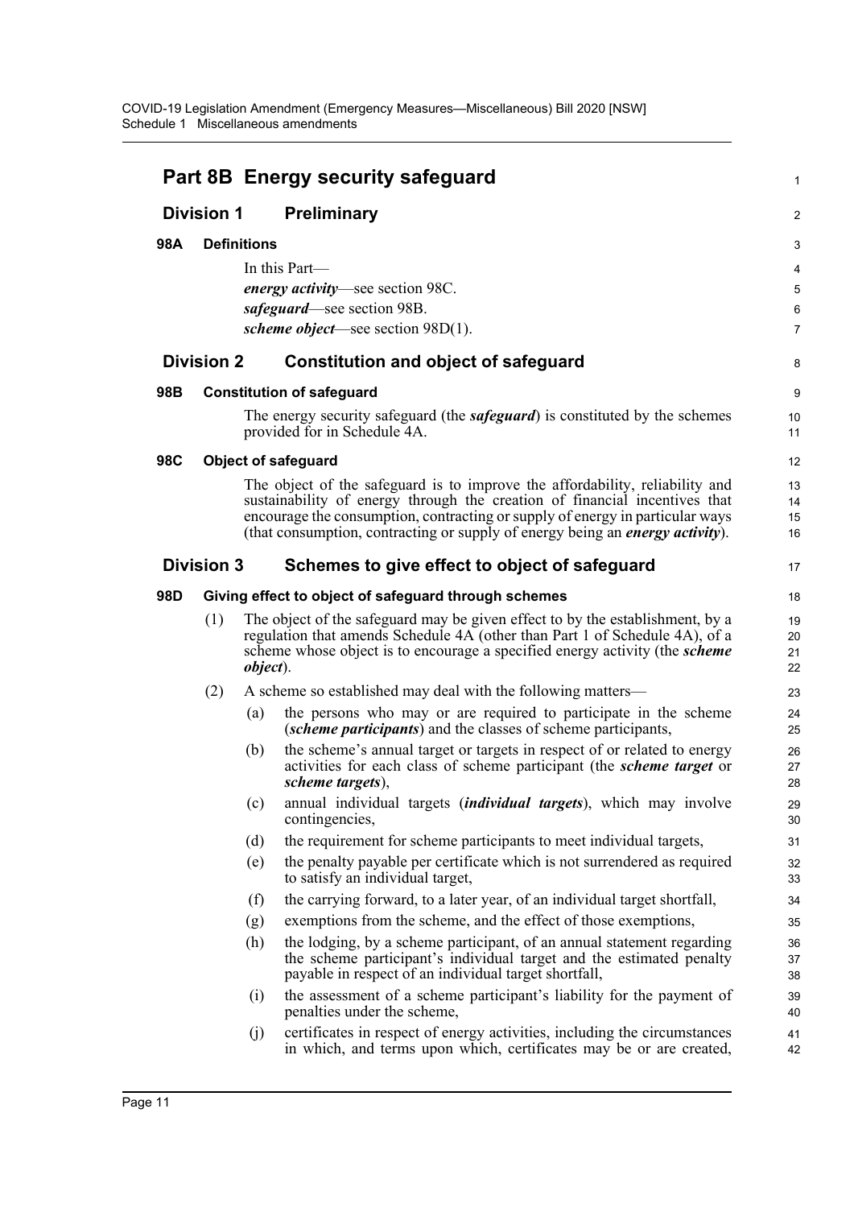## Part 8B Energy security safeguard

### Division 1 Preliminary

**98A Definitions**

In this Part—

***energy activity***—see section 98C.

***safeguard***—see section 98B.

***scheme object***—see section 98D(1).

### Division 2 Constitution and object of safeguard

**98B Constitution of safeguard**

The energy security safeguard (the ***safeguard***) is constituted by the schemes provided for in Schedule 4A.

**98C Object of safeguard**

The object of the safeguard is to improve the affordability, reliability and sustainability of energy through the creation of financial incentives that encourage the consumption, contracting or supply of energy in particular ways (that consumption, contracting or supply of energy being an ***energy activity***).

### Division 3 Schemes to give effect to object of safeguard

**98D Giving effect to object of safeguard through schemes**

(1) The object of the safeguard may be given effect to by the establishment, by a regulation that amends Schedule 4A (other than Part 1 of Schedule 4A), of a scheme whose object is to encourage a specified energy activity (the ***scheme object***).

(2) A scheme so established may deal with the following matters—

(a) the persons who may or are required to participate in the scheme (***scheme participants***) and the classes of scheme participants,

(b) the scheme's annual target or targets in respect of or related to energy activities for each class of scheme participant (the ***scheme target*** or ***scheme targets***),

(c) annual individual targets (***individual targets***), which may involve contingencies,

(d) the requirement for scheme participants to meet individual targets,

(e) the penalty payable per certificate which is not surrendered as required to satisfy an individual target,

(f) the carrying forward, to a later year, of an individual target shortfall,

(g) exemptions from the scheme, and the effect of those exemptions,

(h) the lodging, by a scheme participant, of an annual statement regarding the scheme participant's individual target and the estimated penalty payable in respect of an individual target shortfall,

(i) the assessment of a scheme participant's liability for the payment of penalties under the scheme,

(j) certificates in respect of energy activities, including the circumstances in which, and terms upon which, certificates may be or are created,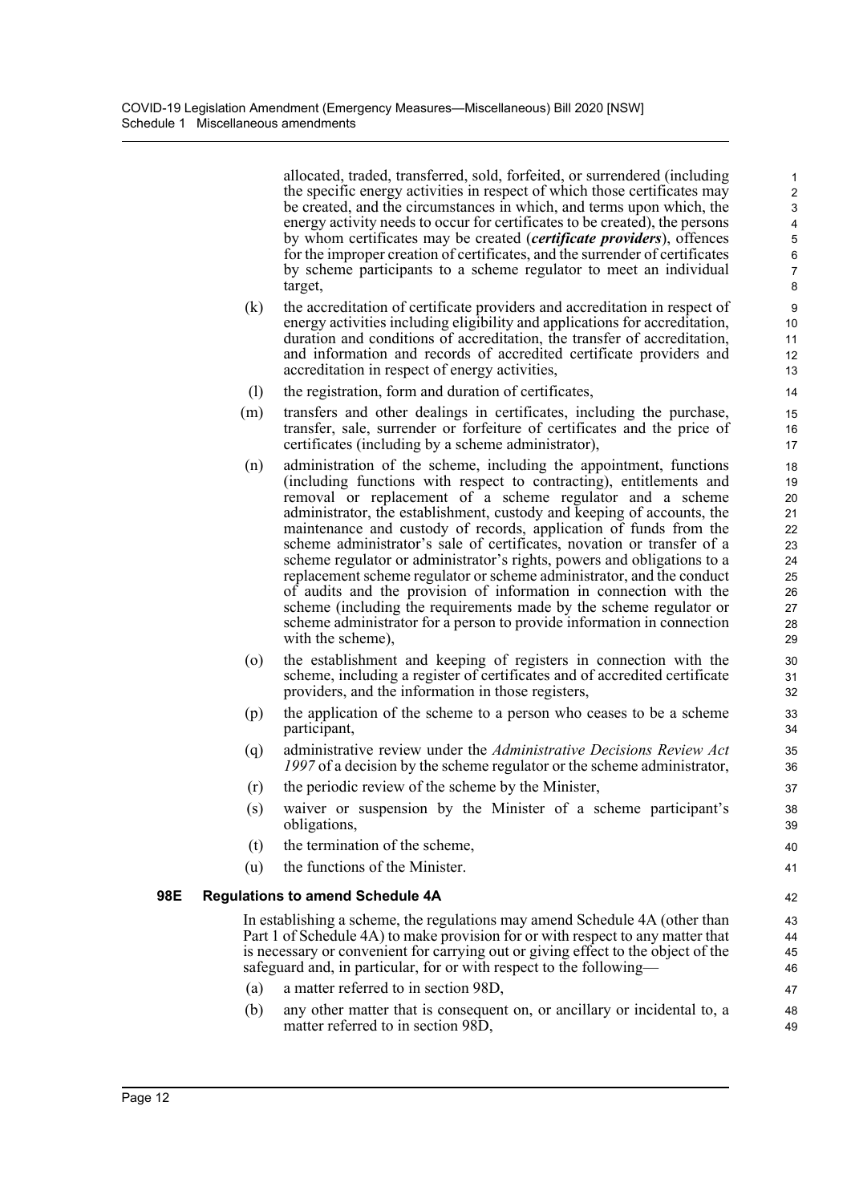allocated, traded, transferred, sold, forfeited, or surrendered (including the specific energy activities in respect of which those certificates may be created, and the circumstances in which, and terms upon which, the energy activity needs to occur for certificates to be created), the persons by whom certificates may be created (***certificate providers***), offences for the improper creation of certificates, and the surrender of certificates by scheme participants to a scheme regulator to meet an individual target,

(k) the accreditation of certificate providers and accreditation in respect of energy activities including eligibility and applications for accreditation, duration and conditions of accreditation, the transfer of accreditation, and information and records of accredited certificate providers and accreditation in respect of energy activities,

(l) the registration, form and duration of certificates,

(m) transfers and other dealings in certificates, including the purchase, transfer, sale, surrender or forfeiture of certificates and the price of certificates (including by a scheme administrator),

(n) administration of the scheme, including the appointment, functions (including functions with respect to contracting), entitlements and removal or replacement of a scheme regulator and a scheme administrator, the establishment, custody and keeping of accounts, the maintenance and custody of records, application of funds from the scheme administrator's sale of certificates, novation or transfer of a scheme regulator or administrator's rights, powers and obligations to a replacement scheme regulator or scheme administrator, and the conduct of audits and the provision of information in connection with the scheme (including the requirements made by the scheme regulator or scheme administrator for a person to provide information in connection with the scheme),

(o) the establishment and keeping of registers in connection with the scheme, including a register of certificates and of accredited certificate providers, and the information in those registers,

(p) the application of the scheme to a person who ceases to be a scheme participant,

(q) administrative review under the *Administrative Decisions Review Act 1997* of a decision by the scheme regulator or the scheme administrator,

(r) the periodic review of the scheme by the Minister,

(s) waiver or suspension by the Minister of a scheme participant's obligations,

(t) the termination of the scheme,

(u) the functions of the Minister.

### 98E Regulations to amend Schedule 4A

In establishing a scheme, the regulations may amend Schedule 4A (other than Part 1 of Schedule 4A) to make provision for or with respect to any matter that is necessary or convenient for carrying out or giving effect to the object of the safeguard and, in particular, for or with respect to the following—

(a) a matter referred to in section 98D,

(b) any other matter that is consequent on, or ancillary or incidental to, a matter referred to in section 98D,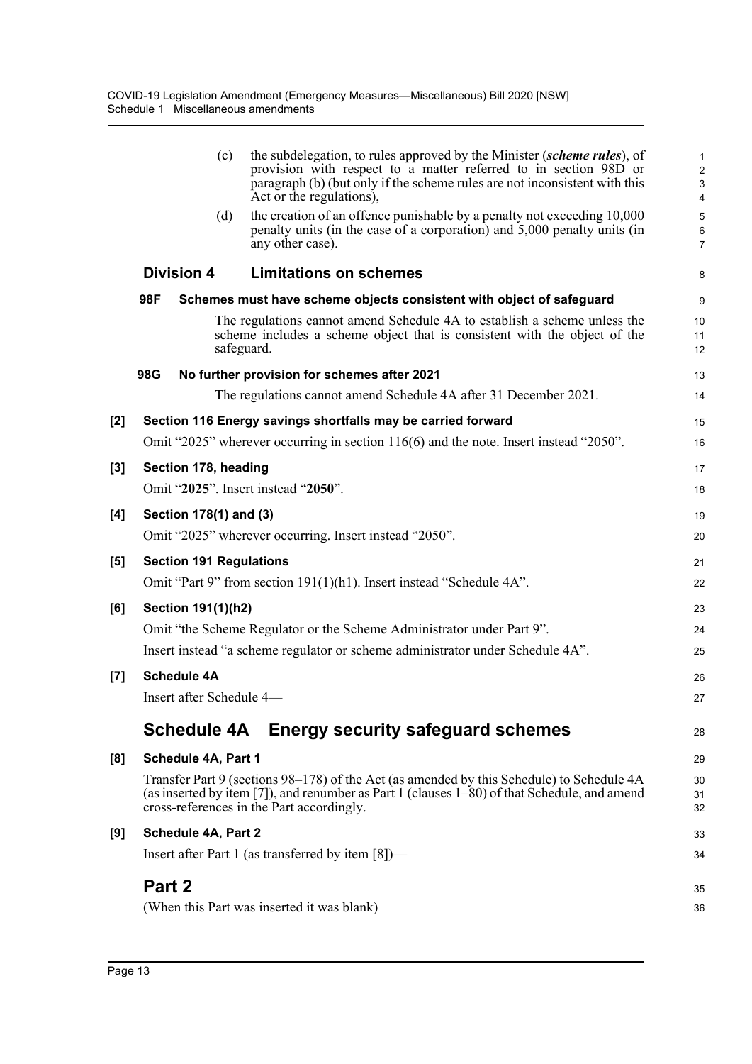(c) the subdelegation, to rules approved by the Minister (***scheme rules***), of provision with respect to a matter referred to in section 98D or paragraph (b) (but only if the scheme rules are not inconsistent with this Act or the regulations),

(d) the creation of an offence punishable by a penalty not exceeding 10,000 penalty units (in the case of a corporation) and 5,000 penalty units (in any other case).

## Division 4 Limitations on schemes

### 98F Schemes must have scheme objects consistent with object of safeguard

The regulations cannot amend Schedule 4A to establish a scheme unless the scheme includes a scheme object that is consistent with the object of the safeguard.

### 98G No further provision for schemes after 2021

The regulations cannot amend Schedule 4A after 31 December 2021.

### [2] Section 116 Energy savings shortfalls may be carried forward

Omit "2025" wherever occurring in section 116(6) and the note. Insert instead "2050".

### [3] Section 178, heading

Omit "**2025**". Insert instead "**2050**".

### [4] Section 178(1) and (3)

Omit "2025" wherever occurring. Insert instead "2050".

### [5] Section 191 Regulations

Omit "Part 9" from section 191(1)(h1). Insert instead "Schedule 4A".

### [6] Section 191(1)(h2)

Omit "the Scheme Regulator or the Scheme Administrator under Part 9".

Insert instead "a scheme regulator or scheme administrator under Schedule 4A".

### [7] Schedule 4A

Insert after Schedule 4—

## Schedule 4A Energy security safeguard schemes

### [8] Schedule 4A, Part 1

Transfer Part 9 (sections 98–178) of the Act (as amended by this Schedule) to Schedule 4A (as inserted by item [7]), and renumber as Part 1 (clauses 1–80) of that Schedule, and amend cross-references in the Part accordingly.

### [9] Schedule 4A, Part 2

Insert after Part 1 (as transferred by item [8])—

## Part 2

(When this Part was inserted it was blank)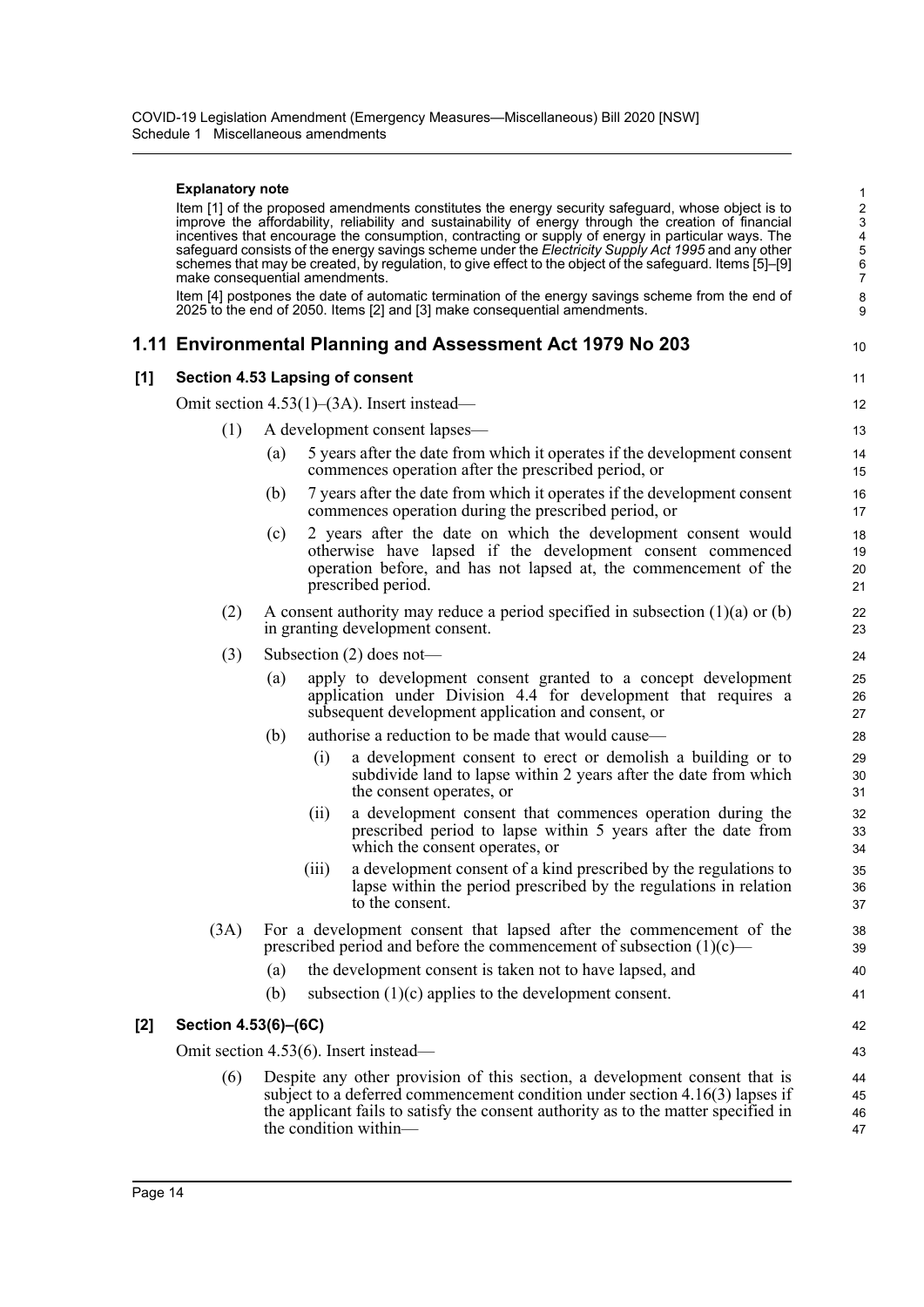**Explanatory note**

Item [1] of the proposed amendments constitutes the energy security safeguard, whose object is to improve the affordability, reliability and sustainability of energy through the creation of financial incentives that encourage the consumption, contracting or supply of energy in particular ways. The safeguard consists of the energy savings scheme under the *Electricity Supply Act 1995* and any other schemes that may be created, by regulation, to give effect to the object of the safeguard. Items [5]–[9] make consequential amendments.

Item [4] postpones the date of automatic termination of the energy savings scheme from the end of 2025 to the end of 2050. Items [2] and [3] make consequential amendments.

## 1.11 Environmental Planning and Assessment Act 1979 No 203

### [1] Section 4.53 Lapsing of consent

Omit section 4.53(1)–(3A). Insert instead—

(1) A development consent lapses—

- (a) 5 years after the date from which it operates if the development consent commences operation after the prescribed period, or
- (b) 7 years after the date from which it operates if the development consent commences operation during the prescribed period, or
- (c) 2 years after the date on which the development consent would otherwise have lapsed if the development consent commenced operation before, and has not lapsed at, the commencement of the prescribed period.

(2) A consent authority may reduce a period specified in subsection (1)(a) or (b) in granting development consent.

(3) Subsection (2) does not—

- (a) apply to development consent granted to a concept development application under Division 4.4 for development that requires a subsequent development application and consent, or
- (b) authorise a reduction to be made that would cause—
  - (i) a development consent to erect or demolish a building or to subdivide land to lapse within 2 years after the date from which the consent operates, or
  - (ii) a development consent that commences operation during the prescribed period to lapse within 5 years after the date from which the consent operates, or
  - (iii) a development consent of a kind prescribed by the regulations to lapse within the period prescribed by the regulations in relation to the consent.

(3A) For a development consent that lapsed after the commencement of the prescribed period and before the commencement of subsection (1)(c)—

- (a) the development consent is taken not to have lapsed, and
- (b) subsection (1)(c) applies to the development consent.

### [2] Section 4.53(6)–(6C)

Omit section 4.53(6). Insert instead—

(6) Despite any other provision of this section, a development consent that is subject to a deferred commencement condition under section 4.16(3) lapses if the applicant fails to satisfy the consent authority as to the matter specified in the condition within—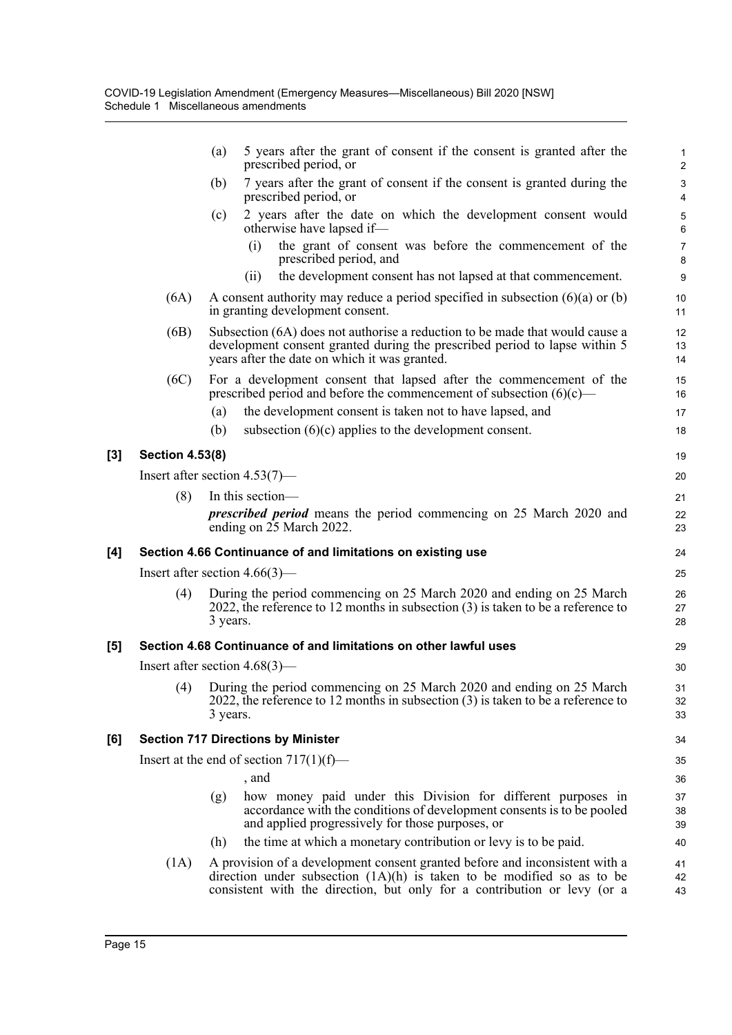(a) 5 years after the grant of consent if the consent is granted after the prescribed period, or

(b) 7 years after the grant of consent if the consent is granted during the prescribed period, or

(c) 2 years after the date on which the development consent would otherwise have lapsed if—

(i) the grant of consent was before the commencement of the prescribed period, and

(ii) the development consent has not lapsed at that commencement.

(6A) A consent authority may reduce a period specified in subsection (6)(a) or (b) in granting development consent.

(6B) Subsection (6A) does not authorise a reduction to be made that would cause a development consent granted during the prescribed period to lapse within 5 years after the date on which it was granted.

(6C) For a development consent that lapsed after the commencement of the prescribed period and before the commencement of subsection (6)(c)—

(a) the development consent is taken not to have lapsed, and

(b) subsection (6)(c) applies to the development consent.

**[3] Section 4.53(8)**

Insert after section 4.53(7)—

(8) In this section—

***prescribed period*** means the period commencing on 25 March 2020 and ending on 25 March 2022.

**[4] Section 4.66 Continuance of and limitations on existing use**

Insert after section 4.66(3)—

(4) During the period commencing on 25 March 2020 and ending on 25 March 2022, the reference to 12 months in subsection (3) is taken to be a reference to 3 years.

**[5] Section 4.68 Continuance of and limitations on other lawful uses**

Insert after section 4.68(3)—

(4) During the period commencing on 25 March 2020 and ending on 25 March 2022, the reference to 12 months in subsection (3) is taken to be a reference to 3 years.

**[6] Section 717 Directions by Minister**

Insert at the end of section 717(1)(f)—

, and

(g) how money paid under this Division for different purposes in accordance with the conditions of development consents is to be pooled and applied progressively for those purposes, or

(h) the time at which a monetary contribution or levy is to be paid.

(1A) A provision of a development consent granted before and inconsistent with a direction under subsection (1A)(h) is taken to be modified so as to be consistent with the direction, but only for a contribution or levy (or a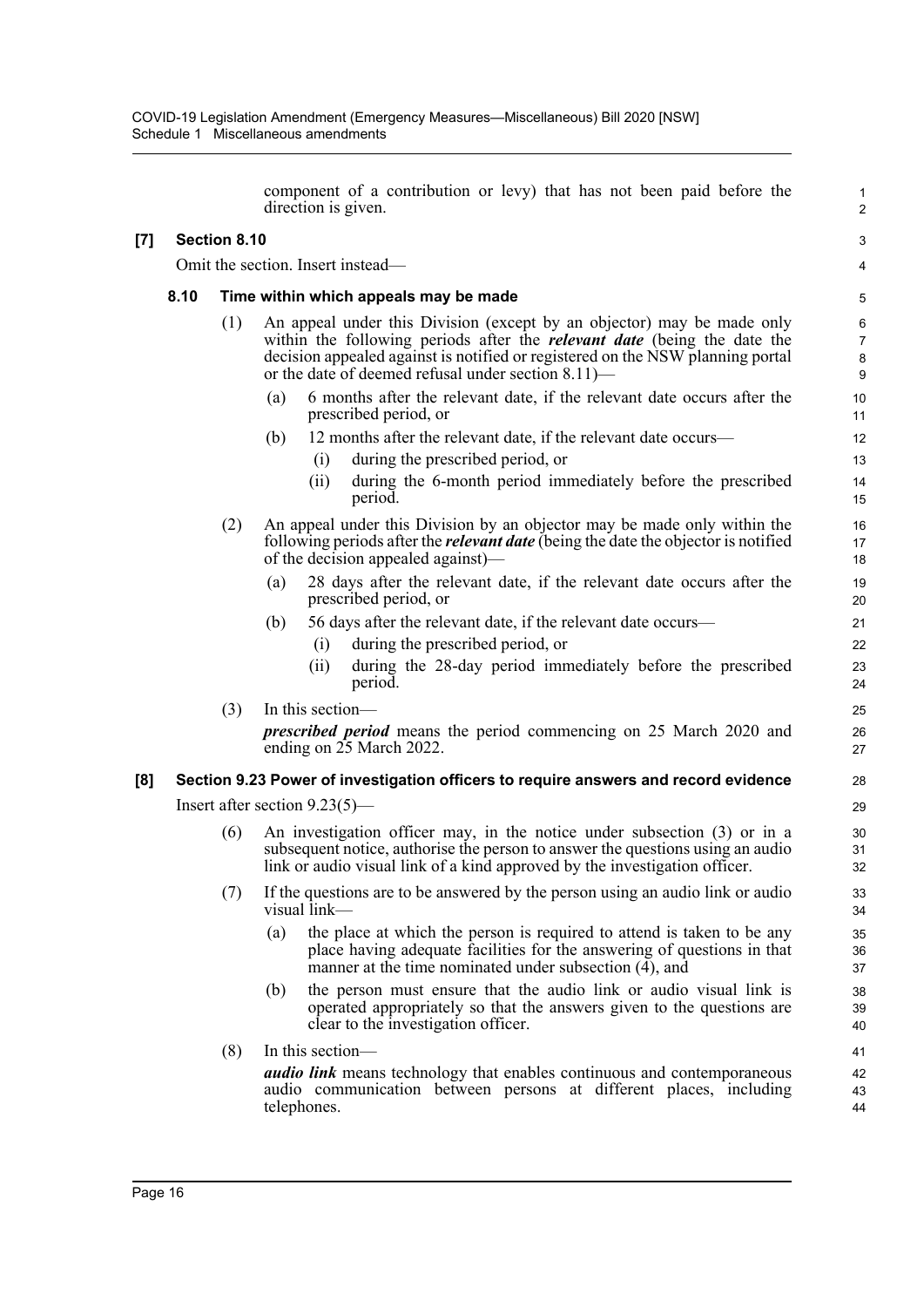component of a contribution or levy) that has not been paid before the direction is given.

**[7] Section 8.10**

Omit the section. Insert instead—

**8.10 Time within which appeals may be made**

(1) An appeal under this Division (except by an objector) may be made only within the following periods after the ***relevant date*** (being the date the decision appealed against is notified or registered on the NSW planning portal or the date of deemed refusal under section 8.11)—

(a) 6 months after the relevant date, if the relevant date occurs after the prescribed period, or

(b) 12 months after the relevant date, if the relevant date occurs—

(i) during the prescribed period, or

(ii) during the 6-month period immediately before the prescribed period.

(2) An appeal under this Division by an objector may be made only within the following periods after the ***relevant date*** (being the date the objector is notified of the decision appealed against)—

(a) 28 days after the relevant date, if the relevant date occurs after the prescribed period, or

(b) 56 days after the relevant date, if the relevant date occurs—

(i) during the prescribed period, or

(ii) during the 28-day period immediately before the prescribed period.

(3) In this section—

***prescribed period*** means the period commencing on 25 March 2020 and ending on 25 March 2022.

**[8] Section 9.23 Power of investigation officers to require answers and record evidence**

Insert after section 9.23(5)—

(6) An investigation officer may, in the notice under subsection (3) or in a subsequent notice, authorise the person to answer the questions using an audio link or audio visual link of a kind approved by the investigation officer.

(7) If the questions are to be answered by the person using an audio link or audio visual link—

(a) the place at which the person is required to attend is taken to be any place having adequate facilities for the answering of questions in that manner at the time nominated under subsection (4), and

(b) the person must ensure that the audio link or audio visual link is operated appropriately so that the answers given to the questions are clear to the investigation officer.

(8) In this section—

***audio link*** means technology that enables continuous and contemporaneous audio communication between persons at different places, including telephones.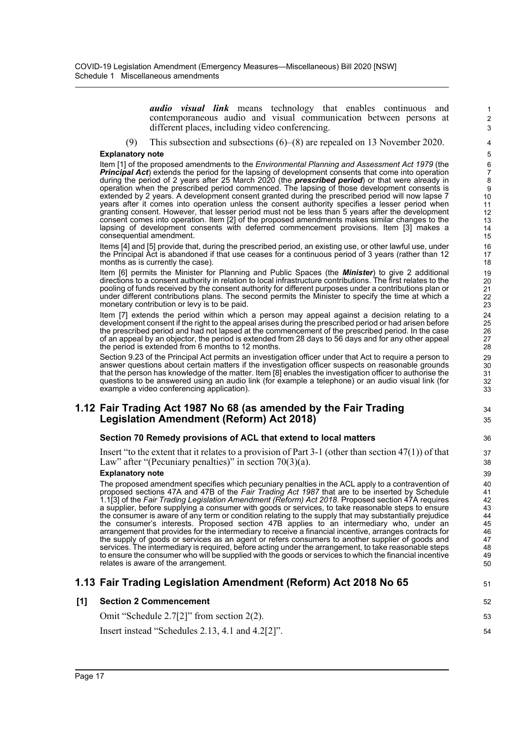***audio visual link*** means technology that enables continuous and contemporaneous audio and visual communication between persons at different places, including video conferencing.

(9) This subsection and subsections (6)–(8) are repealed on 13 November 2020.

**Explanatory note**

Item [1] of the proposed amendments to the *Environmental Planning and Assessment Act 1979* (the ***Principal Act***) extends the period for the lapsing of development consents that come into operation during the period of 2 years after 25 March 2020 (the ***prescribed period***) or that were already in operation when the prescribed period commenced. The lapsing of those development consents is extended by 2 years. A development consent granted during the prescribed period will now lapse 7 years after it comes into operation unless the consent authority specifies a lesser period when granting consent. However, that lesser period must not be less than 5 years after the development consent comes into operation. Item [2] of the proposed amendments makes similar changes to the lapsing of development consents with deferred commencement provisions. Item [3] makes a consequential amendment.

Items [4] and [5] provide that, during the prescribed period, an existing use, or other lawful use, under the Principal Act is abandoned if that use ceases for a continuous period of 3 years (rather than 12 months as is currently the case).

Item [6] permits the Minister for Planning and Public Spaces (the ***Minister***) to give 2 additional directions to a consent authority in relation to local infrastructure contributions. The first relates to the pooling of funds received by the consent authority for different purposes under a contributions plan or under different contributions plans. The second permits the Minister to specify the time at which a monetary contribution or levy is to be paid.

Item [7] extends the period within which a person may appeal against a decision relating to a development consent if the right to the appeal arises during the prescribed period or had arisen before the prescribed period and had not lapsed at the commencement of the prescribed period. In the case of an appeal by an objector, the period is extended from 28 days to 56 days and for any other appeal the period is extended from 6 months to 12 months.

Section 9.23 of the Principal Act permits an investigation officer under that Act to require a person to answer questions about certain matters if the investigation officer suspects on reasonable grounds that the person has knowledge of the matter. Item [8] enables the investigation officer to authorise the questions to be answered using an audio link (for example a telephone) or an audio visual link (for example a video conferencing application).

## 1.12 Fair Trading Act 1987 No 68 (as amended by the Fair Trading Legislation Amendment (Reform) Act 2018)

### Section 70 Remedy provisions of ACL that extend to local matters

Insert "to the extent that it relates to a provision of Part 3-1 (other than section 47(1)) of that Law" after "(Pecuniary penalties)" in section 70(3)(a).

**Explanatory note**

The proposed amendment specifies which pecuniary penalties in the ACL apply to a contravention of proposed sections 47A and 47B of the *Fair Trading Act 1987* that are to be inserted by Schedule 1.1[3] of the *Fair Trading Legislation Amendment (Reform) Act 2018*. Proposed section 47A requires a supplier, before supplying a consumer with goods or services, to take reasonable steps to ensure the consumer is aware of any term or condition relating to the supply that may substantially prejudice the consumer's interests. Proposed section 47B applies to an intermediary who, under an arrangement that provides for the intermediary to receive a financial incentive, arranges contracts for the supply of goods or services as an agent or refers consumers to another supplier of goods and services. The intermediary is required, before acting under the arrangement, to take reasonable steps to ensure the consumer who will be supplied with the goods or services to which the financial incentive relates is aware of the arrangement.

## 1.13 Fair Trading Legislation Amendment (Reform) Act 2018 No 65

### [1] Section 2 Commencement

Omit "Schedule 2.7[2]" from section 2(2).

Insert instead "Schedules 2.13, 4.1 and 4.2[2]".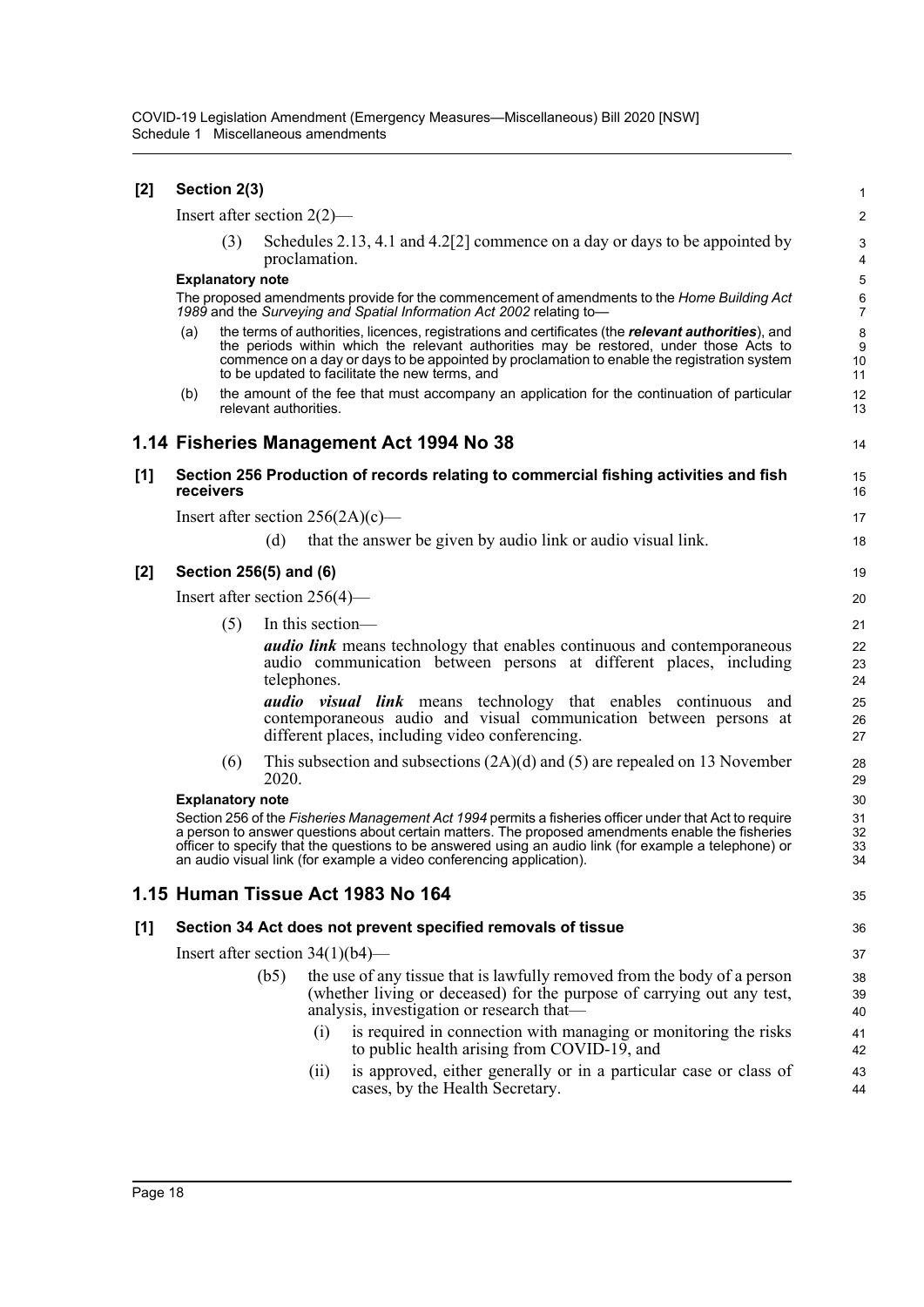**[2] Section 2(3)**

Insert after section 2(2)—

(3) Schedules 2.13, 4.1 and 4.2[2] commence on a day or days to be appointed by proclamation.

**Explanatory note**

The proposed amendments provide for the commencement of amendments to the *Home Building Act 1989* and the *Surveying and Spatial Information Act 2002* relating to—

(a) the terms of authorities, licences, registrations and certificates (the ***relevant authorities***), and the periods within which the relevant authorities may be restored, under those Acts to commence on a day or days to be appointed by proclamation to enable the registration system to be updated to facilitate the new terms, and

(b) the amount of the fee that must accompany an application for the continuation of particular relevant authorities.

## 1.14 Fisheries Management Act 1994 No 38

**[1] Section 256 Production of records relating to commercial fishing activities and fish receivers**

Insert after section 256(2A)(c)—

(d) that the answer be given by audio link or audio visual link.

**[2] Section 256(5) and (6)**

Insert after section 256(4)—

(5) In this section—

***audio link*** means technology that enables continuous and contemporaneous audio communication between persons at different places, including telephones.

***audio visual link*** means technology that enables continuous and contemporaneous audio and visual communication between persons at different places, including video conferencing.

(6) This subsection and subsections (2A)(d) and (5) are repealed on 13 November 2020.

**Explanatory note**

Section 256 of the *Fisheries Management Act 1994* permits a fisheries officer under that Act to require a person to answer questions about certain matters. The proposed amendments enable the fisheries officer to specify that the questions to be answered using an audio link (for example a telephone) or an audio visual link (for example a video conferencing application).

## 1.15 Human Tissue Act 1983 No 164

**[1] Section 34 Act does not prevent specified removals of tissue**

Insert after section 34(1)(b4)—

(b5) the use of any tissue that is lawfully removed from the body of a person (whether living or deceased) for the purpose of carrying out any test, analysis, investigation or research that—

(i) is required in connection with managing or monitoring the risks to public health arising from COVID-19, and

(ii) is approved, either generally or in a particular case or class of cases, by the Health Secretary.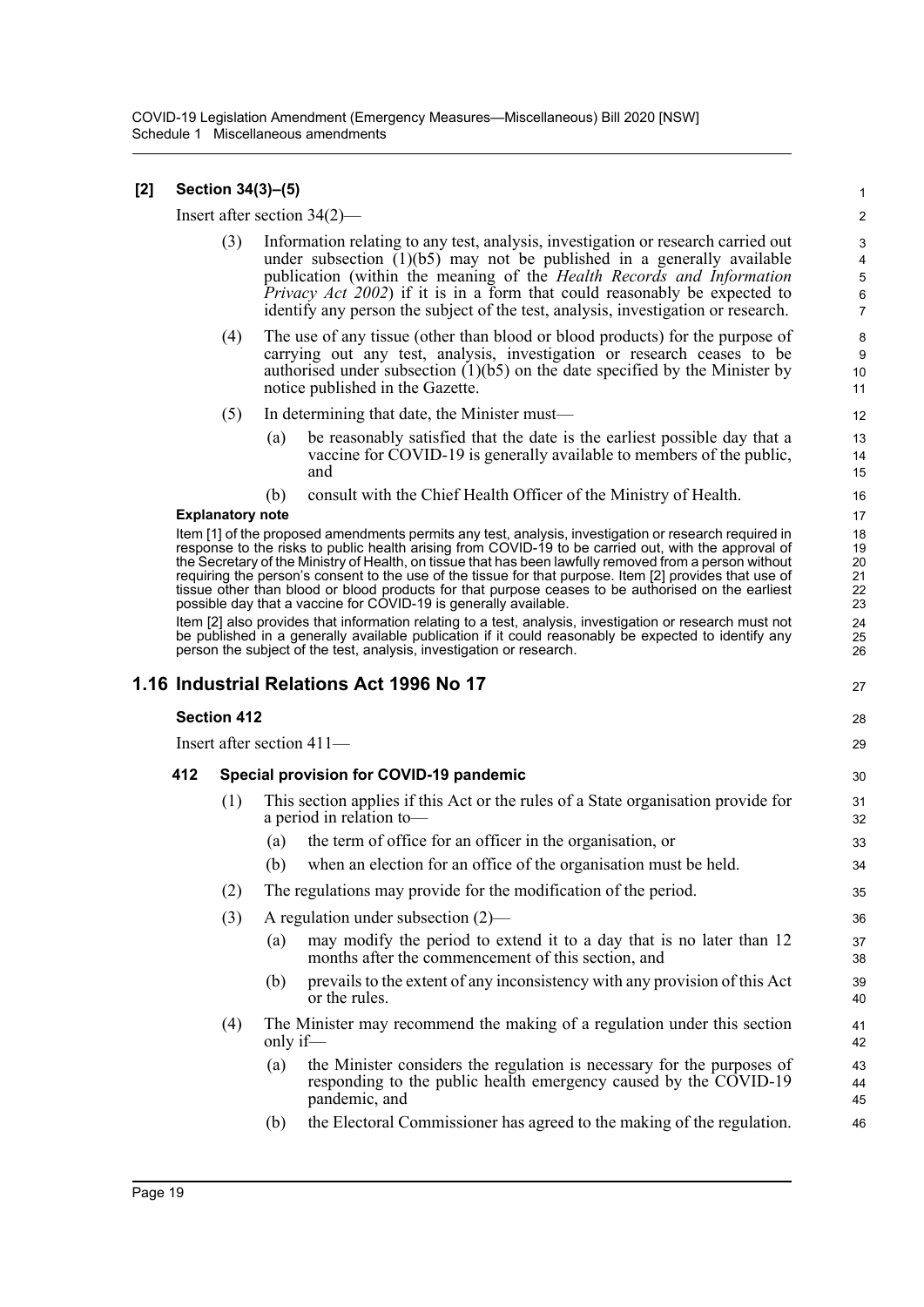**[2] Section 34(3)–(5)**

Insert after section 34(2)—

(3) Information relating to any test, analysis, investigation or research carried out under subsection (1)(b5) may not be published in a generally available publication (within the meaning of the *Health Records and Information Privacy Act 2002*) if it is in a form that could reasonably be expected to identify any person the subject of the test, analysis, investigation or research.

(4) The use of any tissue (other than blood or blood products) for the purpose of carrying out any test, analysis, investigation or research ceases to be authorised under subsection (1)(b5) on the date specified by the Minister by notice published in the Gazette.

(5) In determining that date, the Minister must—

(a) be reasonably satisfied that the date is the earliest possible day that a vaccine for COVID-19 is generally available to members of the public, and

(b) consult with the Chief Health Officer of the Ministry of Health.

**Explanatory note**

Item [1] of the proposed amendments permits any test, analysis, investigation or research required in response to the risks to public health arising from COVID-19 to be carried out, with the approval of the Secretary of the Ministry of Health, on tissue that has been lawfully removed from a person without requiring the person's consent to the use of the tissue for that purpose. Item [2] provides that use of tissue other than blood or blood products for that purpose ceases to be authorised on the earliest possible day that a vaccine for COVID-19 is generally available.

Item [2] also provides that information relating to a test, analysis, investigation or research must not be published in a generally available publication if it could reasonably be expected to identify any person the subject of the test, analysis, investigation or research.

## 1.16 Industrial Relations Act 1996 No 17

**Section 412**

Insert after section 411—

**412 Special provision for COVID-19 pandemic**

(1) This section applies if this Act or the rules of a State organisation provide for a period in relation to—

(a) the term of office for an officer in the organisation, or

(b) when an election for an office of the organisation must be held.

(2) The regulations may provide for the modification of the period.

(3) A regulation under subsection (2)—

(a) may modify the period to extend it to a day that is no later than 12 months after the commencement of this section, and

(b) prevails to the extent of any inconsistency with any provision of this Act or the rules.

(4) The Minister may recommend the making of a regulation under this section only if—

(a) the Minister considers the regulation is necessary for the purposes of responding to the public health emergency caused by the COVID-19 pandemic, and

(b) the Electoral Commissioner has agreed to the making of the regulation.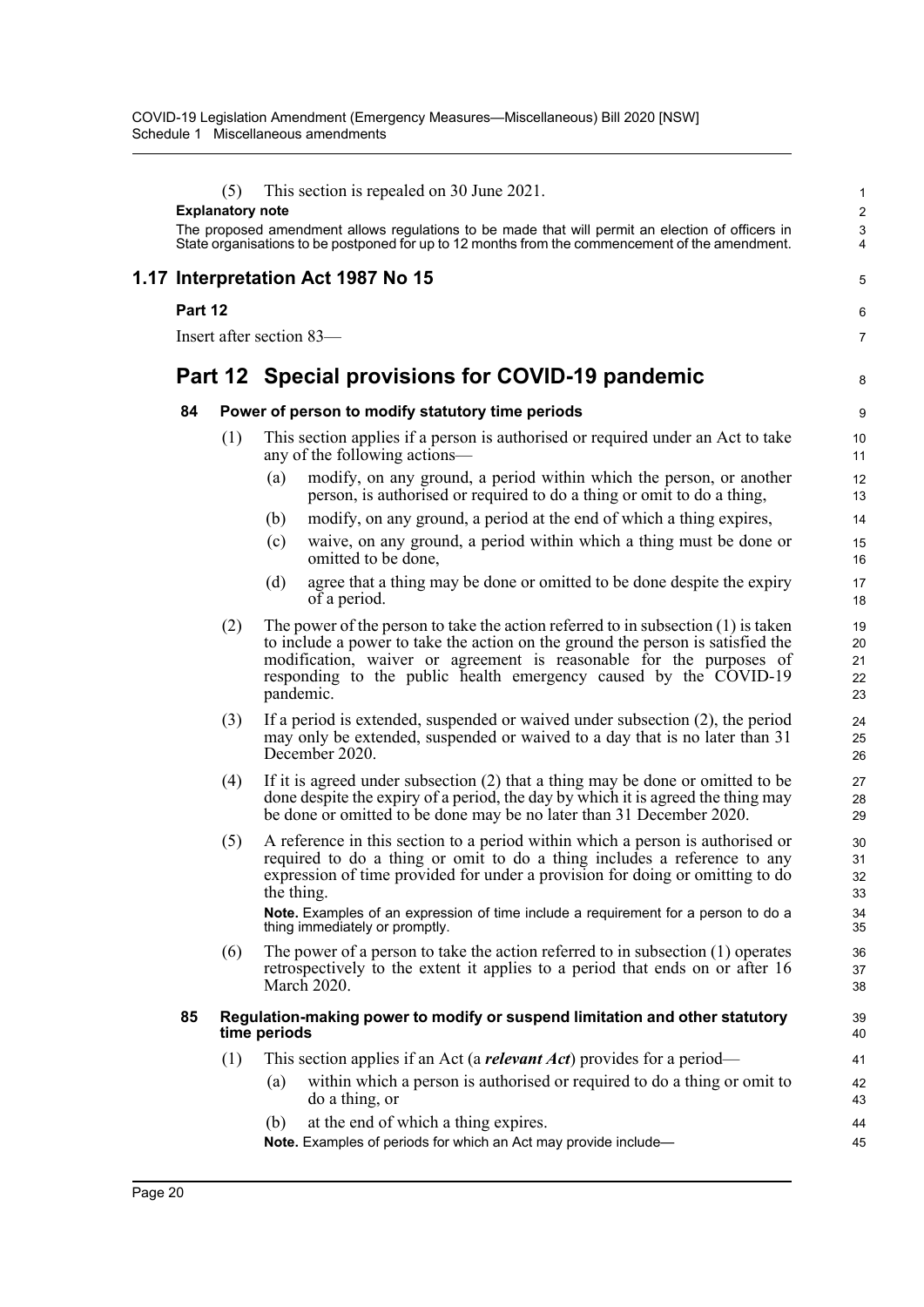(5) This section is repealed on 30 June 2021.

**Explanatory note**

The proposed amendment allows regulations to be made that will permit an election of officers in State organisations to be postponed for up to 12 months from the commencement of the amendment.

## 1.17 Interpretation Act 1987 No 15

**Part 12**

Insert after section 83—

# Part 12 Special provisions for COVID-19 pandemic

### 84 Power of person to modify statutory time periods

(1) This section applies if a person is authorised or required under an Act to take any of the following actions—

(a) modify, on any ground, a period within which the person, or another person, is authorised or required to do a thing or omit to do a thing,

(b) modify, on any ground, a period at the end of which a thing expires,

(c) waive, on any ground, a period within which a thing must be done or omitted to be done,

(d) agree that a thing may be done or omitted to be done despite the expiry of a period.

(2) The power of the person to take the action referred to in subsection (1) is taken to include a power to take the action on the ground the person is satisfied the modification, waiver or agreement is reasonable for the purposes of responding to the public health emergency caused by the COVID-19 pandemic.

(3) If a period is extended, suspended or waived under subsection (2), the period may only be extended, suspended or waived to a day that is no later than 31 December 2020.

(4) If it is agreed under subsection (2) that a thing may be done or omitted to be done despite the expiry of a period, the day by which it is agreed the thing may be done or omitted to be done may be no later than 31 December 2020.

(5) A reference in this section to a period within which a person is authorised or required to do a thing or omit to do a thing includes a reference to any expression of time provided for under a provision for doing or omitting to do the thing.

**Note.** Examples of an expression of time include a requirement for a person to do a thing immediately or promptly.

(6) The power of a person to take the action referred to in subsection (1) operates retrospectively to the extent it applies to a period that ends on or after 16 March 2020.

### 85 Regulation-making power to modify or suspend limitation and other statutory time periods

(1) This section applies if an Act (a ***relevant Act***) provides for a period—

(a) within which a person is authorised or required to do a thing or omit to do a thing, or

(b) at the end of which a thing expires.

**Note.** Examples of periods for which an Act may provide include—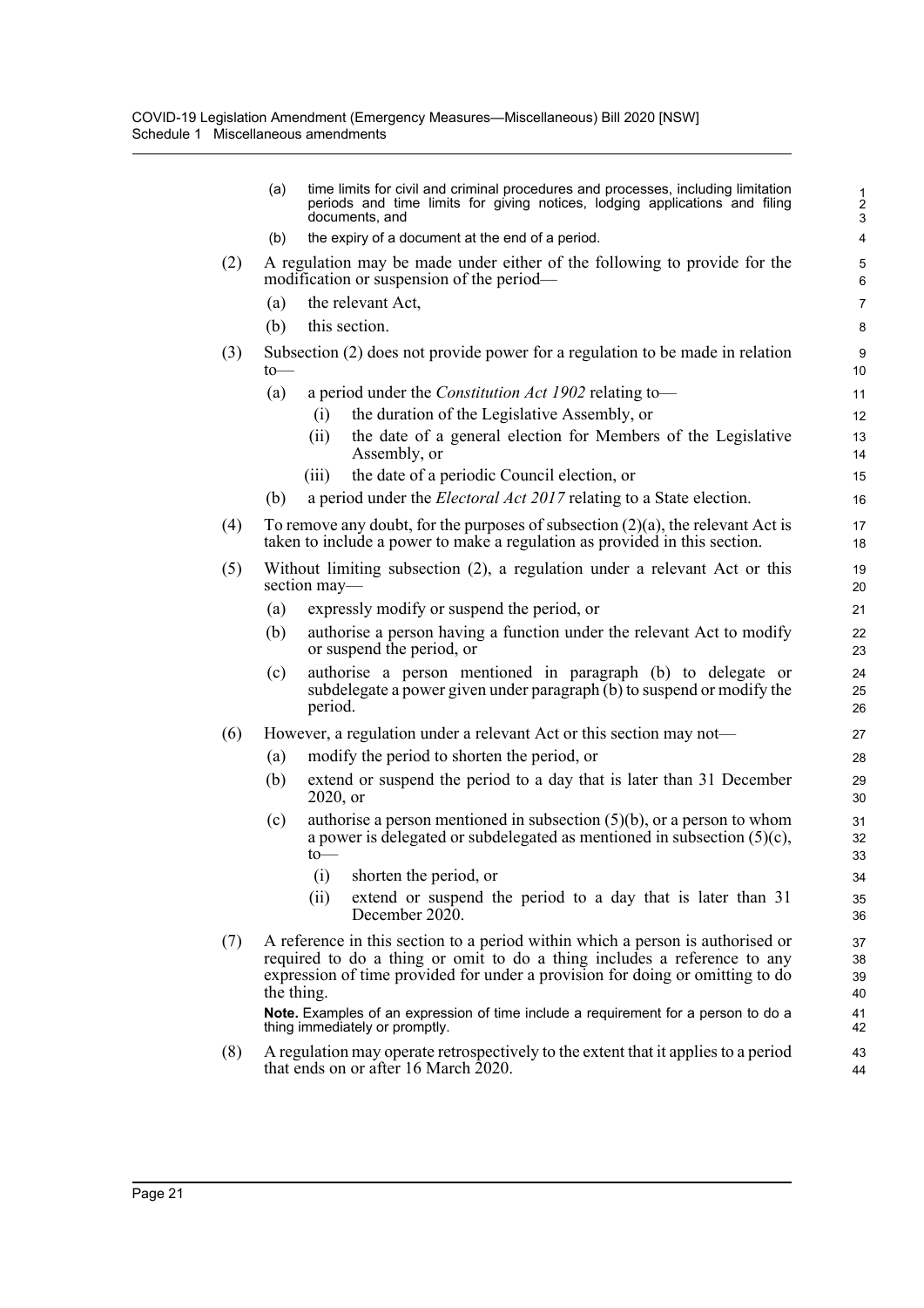(a) time limits for civil and criminal procedures and processes, including limitation periods and time limits for giving notices, lodging applications and filing documents, and

(b) the expiry of a document at the end of a period.

(2) A regulation may be made under either of the following to provide for the modification or suspension of the period—

(a) the relevant Act,

(b) this section.

(3) Subsection (2) does not provide power for a regulation to be made in relation to—

(a) a period under the *Constitution Act 1902* relating to—

(i) the duration of the Legislative Assembly, or

(ii) the date of a general election for Members of the Legislative Assembly, or

(iii) the date of a periodic Council election, or

(b) a period under the *Electoral Act 2017* relating to a State election.

(4) To remove any doubt, for the purposes of subsection (2)(a), the relevant Act is taken to include a power to make a regulation as provided in this section.

(5) Without limiting subsection (2), a regulation under a relevant Act or this section may—

(a) expressly modify or suspend the period, or

(b) authorise a person having a function under the relevant Act to modify or suspend the period, or

(c) authorise a person mentioned in paragraph (b) to delegate or subdelegate a power given under paragraph (b) to suspend or modify the period.

(6) However, a regulation under a relevant Act or this section may not—

(a) modify the period to shorten the period, or

(b) extend or suspend the period to a day that is later than 31 December 2020, or

(c) authorise a person mentioned in subsection (5)(b), or a person to whom a power is delegated or subdelegated as mentioned in subsection (5)(c), to—

(i) shorten the period, or

(ii) extend or suspend the period to a day that is later than 31 December 2020.

(7) A reference in this section to a period within which a person is authorised or required to do a thing or omit to do a thing includes a reference to any expression of time provided for under a provision for doing or omitting to do the thing.

**Note.** Examples of an expression of time include a requirement for a person to do a thing immediately or promptly.

(8) A regulation may operate retrospectively to the extent that it applies to a period that ends on or after 16 March 2020.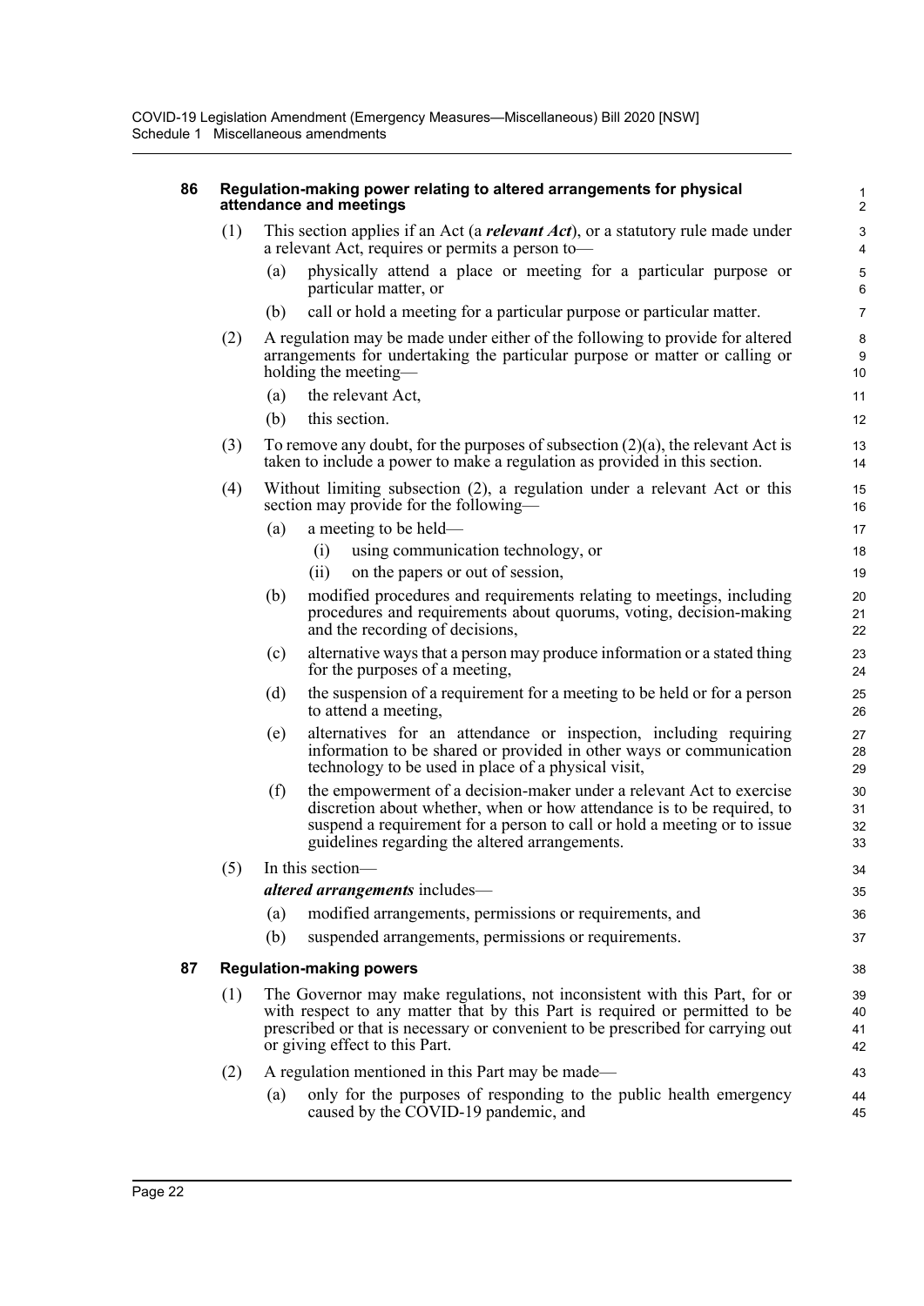### 86 Regulation-making power relating to altered arrangements for physical attendance and meetings

(1) This section applies if an Act (a ***relevant Act***), or a statutory rule made under a relevant Act, requires or permits a person to—

(a) physically attend a place or meeting for a particular purpose or particular matter, or

(b) call or hold a meeting for a particular purpose or particular matter.

(2) A regulation may be made under either of the following to provide for altered arrangements for undertaking the particular purpose or matter or calling or holding the meeting—

(a) the relevant Act,

(b) this section.

(3) To remove any doubt, for the purposes of subsection (2)(a), the relevant Act is taken to include a power to make a regulation as provided in this section.

(4) Without limiting subsection (2), a regulation under a relevant Act or this section may provide for the following—

(a) a meeting to be held—

(i) using communication technology, or

(ii) on the papers or out of session,

(b) modified procedures and requirements relating to meetings, including procedures and requirements about quorums, voting, decision-making and the recording of decisions,

(c) alternative ways that a person may produce information or a stated thing for the purposes of a meeting,

(d) the suspension of a requirement for a meeting to be held or for a person to attend a meeting,

(e) alternatives for an attendance or inspection, including requiring information to be shared or provided in other ways or communication technology to be used in place of a physical visit,

(f) the empowerment of a decision-maker under a relevant Act to exercise discretion about whether, when or how attendance is to be required, to suspend a requirement for a person to call or hold a meeting or to issue guidelines regarding the altered arrangements.

(5) In this section—

***altered arrangements*** includes—

(a) modified arrangements, permissions or requirements, and

(b) suspended arrangements, permissions or requirements.

### 87 Regulation-making powers

(1) The Governor may make regulations, not inconsistent with this Part, for or with respect to any matter that by this Part is required or permitted to be prescribed or that is necessary or convenient to be prescribed for carrying out or giving effect to this Part.

(2) A regulation mentioned in this Part may be made—

(a) only for the purposes of responding to the public health emergency caused by the COVID-19 pandemic, and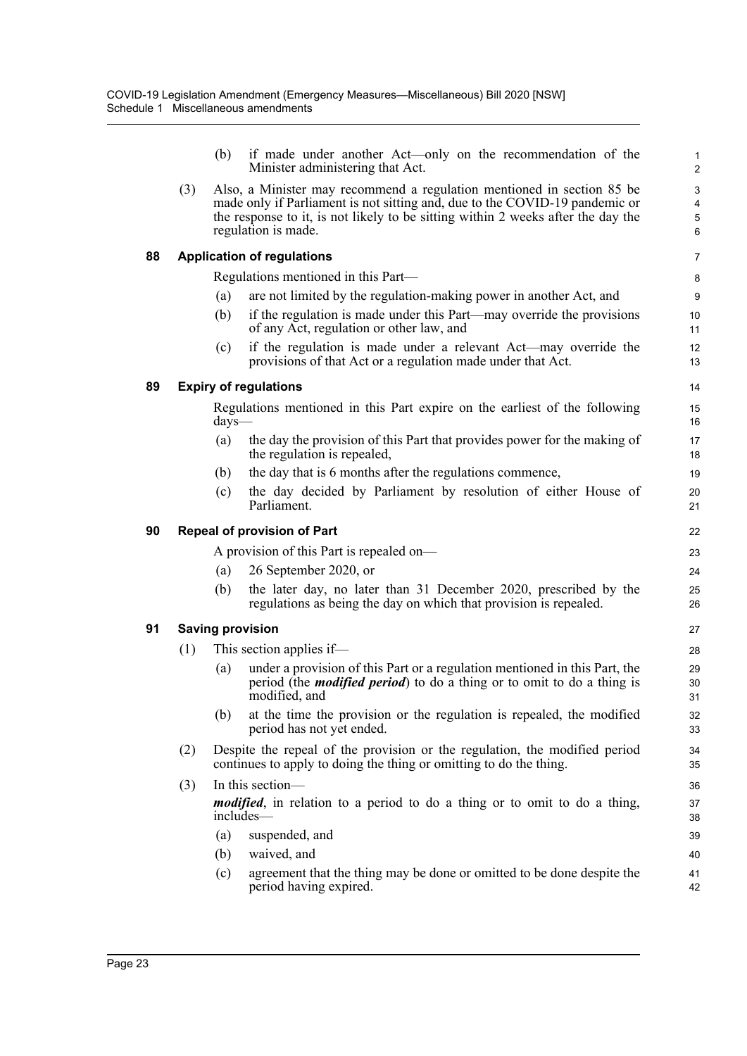(b) if made under another Act—only on the recommendation of the Minister administering that Act.

(3) Also, a Minister may recommend a regulation mentioned in section 85 be made only if Parliament is not sitting and, due to the COVID-19 pandemic or the response to it, is not likely to be sitting within 2 weeks after the day the regulation is made.

### 88 Application of regulations

Regulations mentioned in this Part—

(a) are not limited by the regulation-making power in another Act, and

(b) if the regulation is made under this Part—may override the provisions of any Act, regulation or other law, and

(c) if the regulation is made under a relevant Act—may override the provisions of that Act or a regulation made under that Act.

### 89 Expiry of regulations

Regulations mentioned in this Part expire on the earliest of the following days—

(a) the day the provision of this Part that provides power for the making of the regulation is repealed,

(b) the day that is 6 months after the regulations commence,

(c) the day decided by Parliament by resolution of either House of Parliament.

### 90 Repeal of provision of Part

A provision of this Part is repealed on—

(a) 26 September 2020, or

(b) the later day, no later than 31 December 2020, prescribed by the regulations as being the day on which that provision is repealed.

### 91 Saving provision

(1) This section applies if—

(a) under a provision of this Part or a regulation mentioned in this Part, the period (the ***modified period***) to do a thing or to omit to do a thing is modified, and

(b) at the time the provision or the regulation is repealed, the modified period has not yet ended.

(2) Despite the repeal of the provision or the regulation, the modified period continues to apply to doing the thing or omitting to do the thing.

(3) In this section—

***modified***, in relation to a period to do a thing or to omit to do a thing, includes—

(a) suspended, and

(b) waived, and

(c) agreement that the thing may be done or omitted to be done despite the period having expired.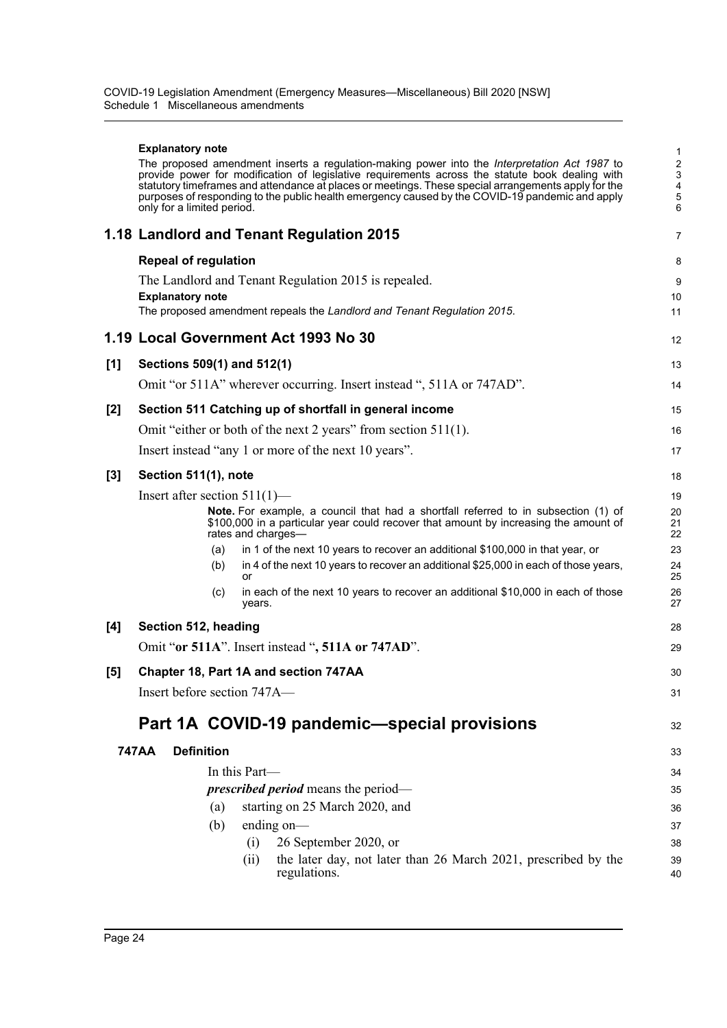**Explanatory note**

The proposed amendment inserts a regulation-making power into the *Interpretation Act 1987* to provide power for modification of legislative requirements across the statute book dealing with statutory timeframes and attendance at places or meetings. These special arrangements apply for the purposes of responding to the public health emergency caused by the COVID-19 pandemic and apply only for a limited period.

## 1.18 Landlord and Tenant Regulation 2015

**Repeal of regulation**

The Landlord and Tenant Regulation 2015 is repealed.

**Explanatory note**

The proposed amendment repeals the *Landlord and Tenant Regulation 2015*.

## 1.19 Local Government Act 1993 No 30

**[1] Sections 509(1) and 512(1)**

Omit "or 511A" wherever occurring. Insert instead ", 511A or 747AD".

**[2] Section 511 Catching up of shortfall in general income**

Omit "either or both of the next 2 years" from section 511(1).

Insert instead "any 1 or more of the next 10 years".

**[3] Section 511(1), note**

Insert after section 511(1)—

> **Note.** For example, a council that had a shortfall referred to in subsection (1) of \$100,000 in a particular year could recover that amount by increasing the amount of rates and charges—
>
> (a) in 1 of the next 10 years to recover an additional \$100,000 in that year, or
>
> (b) in 4 of the next 10 years to recover an additional \$25,000 in each of those years, or
>
> (c) in each of the next 10 years to recover an additional \$10,000 in each of those years.

**[4] Section 512, heading**

Omit "**or 511A**". Insert instead "**, 511A or 747AD**".

**[5] Chapter 18, Part 1A and section 747AA**

Insert before section 747A—

# Part 1A COVID-19 pandemic—special provisions

**747AA Definition**

In this Part—

***prescribed period*** means the period—

(a) starting on 25 March 2020, and

(b) ending on—

(i) 26 September 2020, or

(ii) the later day, not later than 26 March 2021, prescribed by the regulations.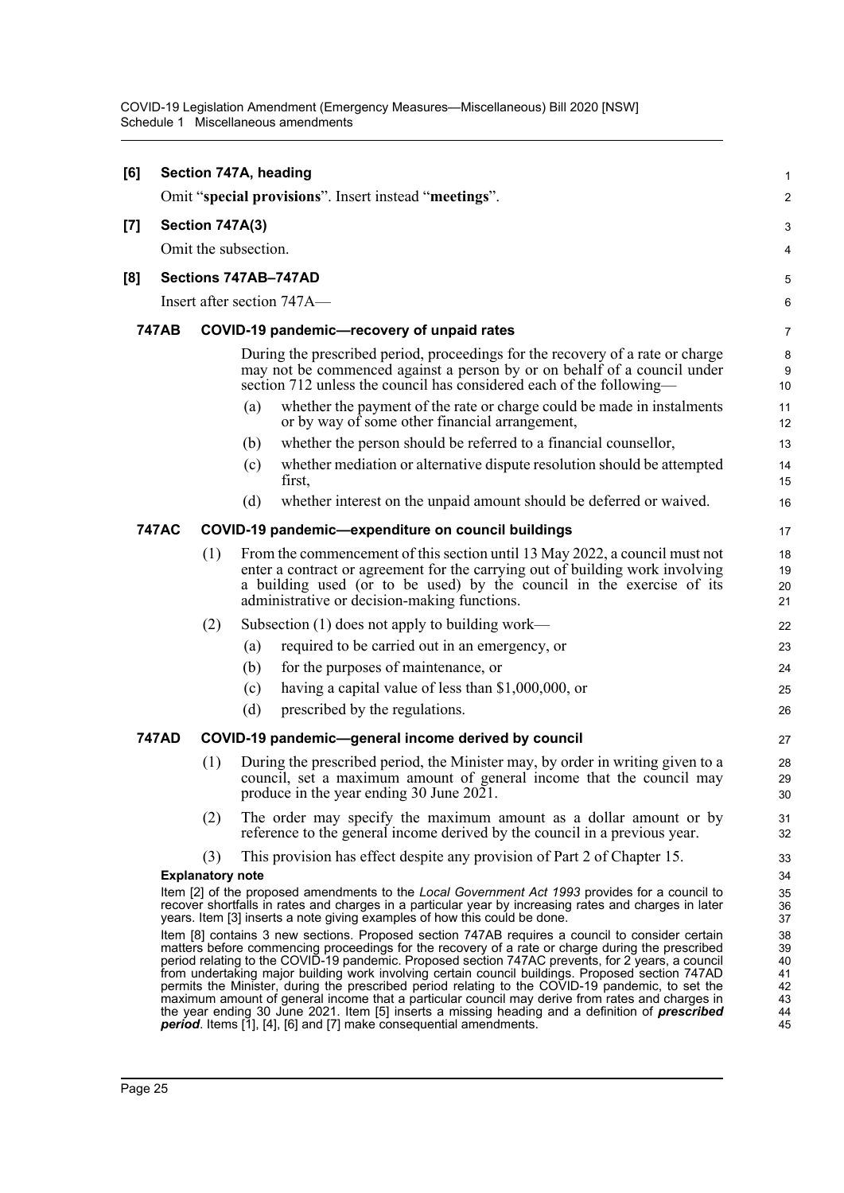**[6] Section 747A, heading**

Omit "**special provisions**". Insert instead "**meetings**".

**[7] Section 747A(3)**

Omit the subsection.

**[8] Sections 747AB–747AD**

Insert after section 747A—

**747AB COVID-19 pandemic—recovery of unpaid rates**

During the prescribed period, proceedings for the recovery of a rate or charge may not be commenced against a person by or on behalf of a council under section 712 unless the council has considered each of the following—

(a) whether the payment of the rate or charge could be made in instalments or by way of some other financial arrangement,

(b) whether the person should be referred to a financial counsellor,

(c) whether mediation or alternative dispute resolution should be attempted first,

(d) whether interest on the unpaid amount should be deferred or waived.

**747AC COVID-19 pandemic—expenditure on council buildings**

(1) From the commencement of this section until 13 May 2022, a council must not enter a contract or agreement for the carrying out of building work involving a building used (or to be used) by the council in the exercise of its administrative or decision-making functions.

(2) Subsection (1) does not apply to building work—

(a) required to be carried out in an emergency, or

(b) for the purposes of maintenance, or

(c) having a capital value of less than $1,000,000, or

(d) prescribed by the regulations.

**747AD COVID-19 pandemic—general income derived by council**

(1) During the prescribed period, the Minister may, by order in writing given to a council, set a maximum amount of general income that the council may produce in the year ending 30 June 2021.

(2) The order may specify the maximum amount as a dollar amount or by reference to the general income derived by the council in a previous year.

(3) This provision has effect despite any provision of Part 2 of Chapter 15.

**Explanatory note**

Item [2] of the proposed amendments to the *Local Government Act 1993* provides for a council to recover shortfalls in rates and charges in a particular year by increasing rates and charges in later years. Item [3] inserts a note giving examples of how this could be done.

Item [8] contains 3 new sections. Proposed section 747AB requires a council to consider certain matters before commencing proceedings for the recovery of a rate or charge during the prescribed period relating to the COVID-19 pandemic. Proposed section 747AC prevents, for 2 years, a council from undertaking major building work involving certain council buildings. Proposed section 747AD permits the Minister, during the prescribed period relating to the COVID-19 pandemic, to set the maximum amount of general income that a particular council may derive from rates and charges in the year ending 30 June 2021. Item [5] inserts a missing heading and a definition of ***prescribed period***. Items [1], [4], [6] and [7] make consequential amendments.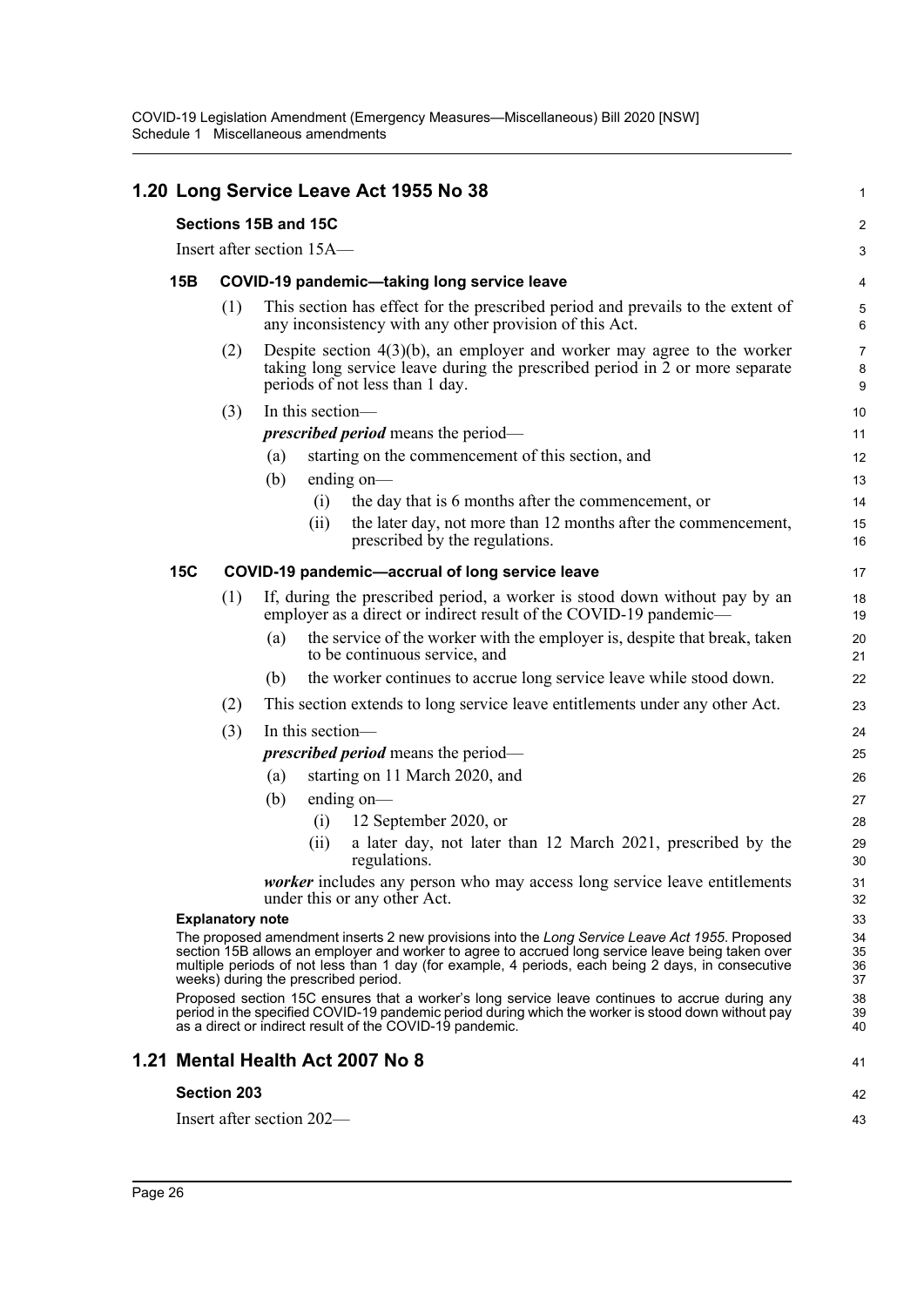## 1.20 Long Service Leave Act 1955 No 38

### Sections 15B and 15C

Insert after section 15A—

#### 15B COVID-19 pandemic—taking long service leave

(1) This section has effect for the prescribed period and prevails to the extent of any inconsistency with any other provision of this Act.

(2) Despite section 4(3)(b), an employer and worker may agree to the worker taking long service leave during the prescribed period in 2 or more separate periods of not less than 1 day.

(3) In this section—

***prescribed period*** means the period—

- (a) starting on the commencement of this section, and
- (b) ending on—
  - (i) the day that is 6 months after the commencement, or
  - (ii) the later day, not more than 12 months after the commencement, prescribed by the regulations.

#### 15C COVID-19 pandemic—accrual of long service leave

(1) If, during the prescribed period, a worker is stood down without pay by an employer as a direct or indirect result of the COVID-19 pandemic—

- (a) the service of the worker with the employer is, despite that break, taken to be continuous service, and
- (b) the worker continues to accrue long service leave while stood down.

(2) This section extends to long service leave entitlements under any other Act.

(3) In this section—

***prescribed period*** means the period—

- (a) starting on 11 March 2020, and
- (b) ending on—
  - (i) 12 September 2020, or
  - (ii) a later day, not later than 12 March 2021, prescribed by the regulations.

***worker*** includes any person who may access long service leave entitlements under this or any other Act.

**Explanatory note**

The proposed amendment inserts 2 new provisions into the *Long Service Leave Act 1955*. Proposed section 15B allows an employer and worker to agree to accrued long service leave being taken over multiple periods of not less than 1 day (for example, 4 periods, each being 2 days, in consecutive weeks) during the prescribed period.

Proposed section 15C ensures that a worker's long service leave continues to accrue during any period in the specified COVID-19 pandemic period during which the worker is stood down without pay as a direct or indirect result of the COVID-19 pandemic.

## 1.21 Mental Health Act 2007 No 8

### Section 203

Insert after section 202—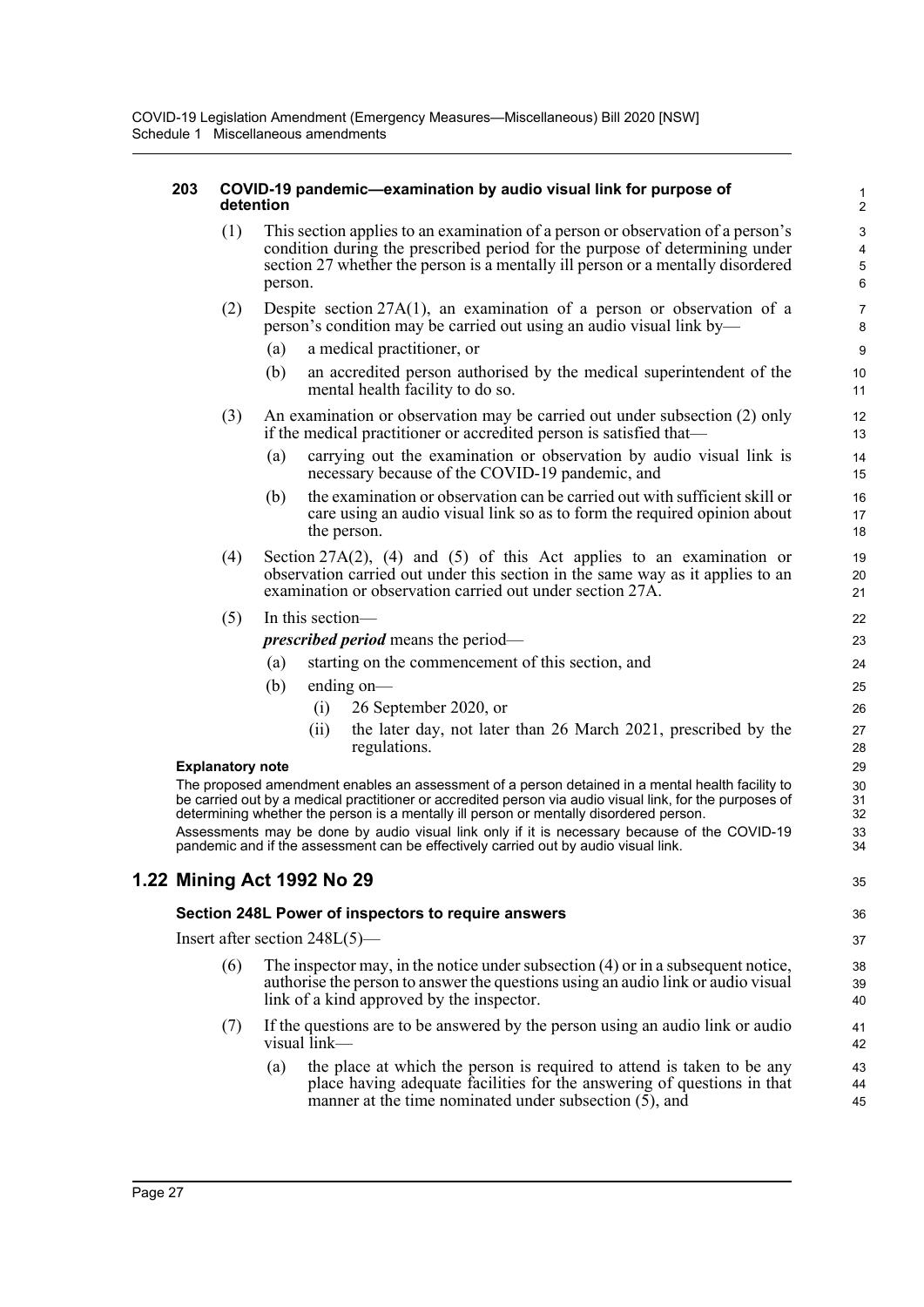**203 COVID-19 pandemic—examination by audio visual link for purpose of detention**

(1) This section applies to an examination of a person or observation of a person's condition during the prescribed period for the purpose of determining under section 27 whether the person is a mentally ill person or a mentally disordered person.

(2) Despite section 27A(1), an examination of a person or observation of a person's condition may be carried out using an audio visual link by—

(a) a medical practitioner, or

(b) an accredited person authorised by the medical superintendent of the mental health facility to do so.

(3) An examination or observation may be carried out under subsection (2) only if the medical practitioner or accredited person is satisfied that—

(a) carrying out the examination or observation by audio visual link is necessary because of the COVID-19 pandemic, and

(b) the examination or observation can be carried out with sufficient skill or care using an audio visual link so as to form the required opinion about the person.

(4) Section 27A(2), (4) and (5) of this Act applies to an examination or observation carried out under this section in the same way as it applies to an examination or observation carried out under section 27A.

(5) In this section—

***prescribed period*** means the period—

(a) starting on the commencement of this section, and

(b) ending on—

(i) 26 September 2020, or

(ii) the later day, not later than 26 March 2021, prescribed by the regulations.

**Explanatory note**

The proposed amendment enables an assessment of a person detained in a mental health facility to be carried out by a medical practitioner or accredited person via audio visual link, for the purposes of determining whether the person is a mentally ill person or mentally disordered person.

Assessments may be done by audio visual link only if it is necessary because of the COVID-19 pandemic and if the assessment can be effectively carried out by audio visual link.

## 1.22 Mining Act 1992 No 29

### Section 248L Power of inspectors to require answers

Insert after section 248L(5)—

(6) The inspector may, in the notice under subsection (4) or in a subsequent notice, authorise the person to answer the questions using an audio link or audio visual link of a kind approved by the inspector.

(7) If the questions are to be answered by the person using an audio link or audio visual link—

(a) the place at which the person is required to attend is taken to be any place having adequate facilities for the answering of questions in that manner at the time nominated under subsection (5), and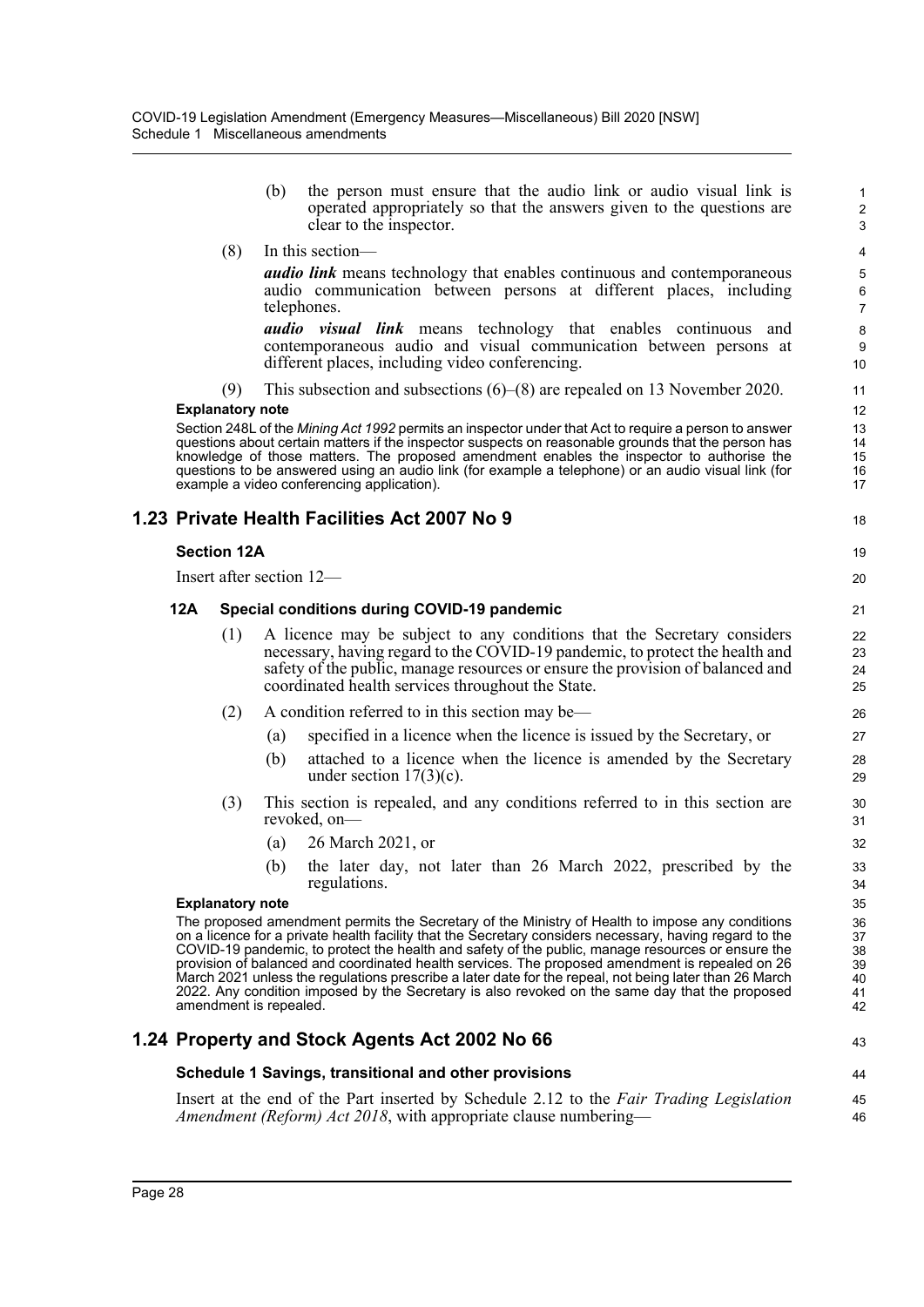(b) the person must ensure that the audio link or audio visual link is operated appropriately so that the answers given to the questions are clear to the inspector.

(8) In this section—

***audio link*** means technology that enables continuous and contemporaneous audio communication between persons at different places, including telephones.

***audio visual link*** means technology that enables continuous and contemporaneous audio and visual communication between persons at different places, including video conferencing.

(9) This subsection and subsections (6)–(8) are repealed on 13 November 2020.

**Explanatory note**

Section 248L of the *Mining Act 1992* permits an inspector under that Act to require a person to answer questions about certain matters if the inspector suspects on reasonable grounds that the person has knowledge of those matters. The proposed amendment enables the inspector to authorise the questions to be answered using an audio link (for example a telephone) or an audio visual link (for example a video conferencing application).

## 1.23 Private Health Facilities Act 2007 No 9

### Section 12A

Insert after section 12—

#### 12A Special conditions during COVID-19 pandemic

(1) A licence may be subject to any conditions that the Secretary considers necessary, having regard to the COVID-19 pandemic, to protect the health and safety of the public, manage resources or ensure the provision of balanced and coordinated health services throughout the State.

(2) A condition referred to in this section may be—

(a) specified in a licence when the licence is issued by the Secretary, or

(b) attached to a licence when the licence is amended by the Secretary under section 17(3)(c).

(3) This section is repealed, and any conditions referred to in this section are revoked, on—

(a) 26 March 2021, or

(b) the later day, not later than 26 March 2022, prescribed by the regulations.

**Explanatory note**

The proposed amendment permits the Secretary of the Ministry of Health to impose any conditions on a licence for a private health facility that the Secretary considers necessary, having regard to the COVID-19 pandemic, to protect the health and safety of the public, manage resources or ensure the provision of balanced and coordinated health services. The proposed amendment is repealed on 26 March 2021 unless the regulations prescribe a later date for the repeal, not being later than 26 March 2022. Any condition imposed by the Secretary is also revoked on the same day that the proposed amendment is repealed.

## 1.24 Property and Stock Agents Act 2002 No 66

### Schedule 1 Savings, transitional and other provisions

Insert at the end of the Part inserted by Schedule 2.12 to the *Fair Trading Legislation Amendment (Reform) Act 2018*, with appropriate clause numbering—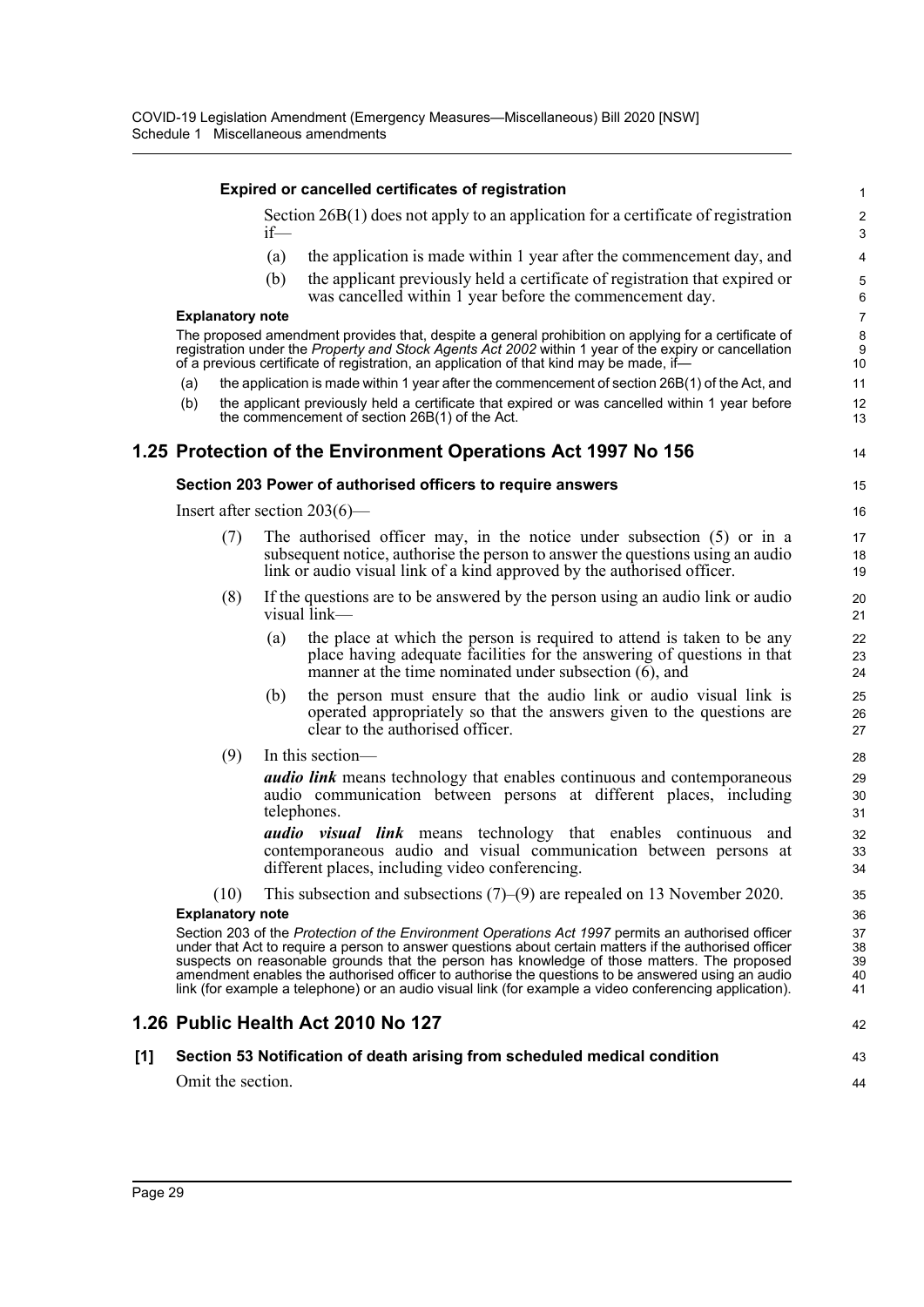**Expired or cancelled certificates of registration**

Section 26B(1) does not apply to an application for a certificate of registration if—

(a) the application is made within 1 year after the commencement day, and

(b) the applicant previously held a certificate of registration that expired or was cancelled within 1 year before the commencement day.

**Explanatory note**

The proposed amendment provides that, despite a general prohibition on applying for a certificate of registration under the *Property and Stock Agents Act 2002* within 1 year of the expiry or cancellation of a previous certificate of registration, an application of that kind may be made, if—

(a) the application is made within 1 year after the commencement of section 26B(1) of the Act, and

(b) the applicant previously held a certificate that expired or was cancelled within 1 year before the commencement of section 26B(1) of the Act.

## 1.25 Protection of the Environment Operations Act 1997 No 156

### Section 203 Power of authorised officers to require answers

Insert after section 203(6)—

(7) The authorised officer may, in the notice under subsection (5) or in a subsequent notice, authorise the person to answer the questions using an audio link or audio visual link of a kind approved by the authorised officer.

(8) If the questions are to be answered by the person using an audio link or audio visual link—

(a) the place at which the person is required to attend is taken to be any place having adequate facilities for the answering of questions in that manner at the time nominated under subsection (6), and

(b) the person must ensure that the audio link or audio visual link is operated appropriately so that the answers given to the questions are clear to the authorised officer.

(9) In this section—

***audio link*** means technology that enables continuous and contemporaneous audio communication between persons at different places, including telephones.

***audio visual link*** means technology that enables continuous and contemporaneous audio and visual communication between persons at different places, including video conferencing.

(10) This subsection and subsections (7)–(9) are repealed on 13 November 2020.

**Explanatory note**

Section 203 of the *Protection of the Environment Operations Act 1997* permits an authorised officer under that Act to require a person to answer questions about certain matters if the authorised officer suspects on reasonable grounds that the person has knowledge of those matters. The proposed amendment enables the authorised officer to authorise the questions to be answered using an audio link (for example a telephone) or an audio visual link (for example a video conferencing application).

## 1.26 Public Health Act 2010 No 127

### [1] Section 53 Notification of death arising from scheduled medical condition

Omit the section.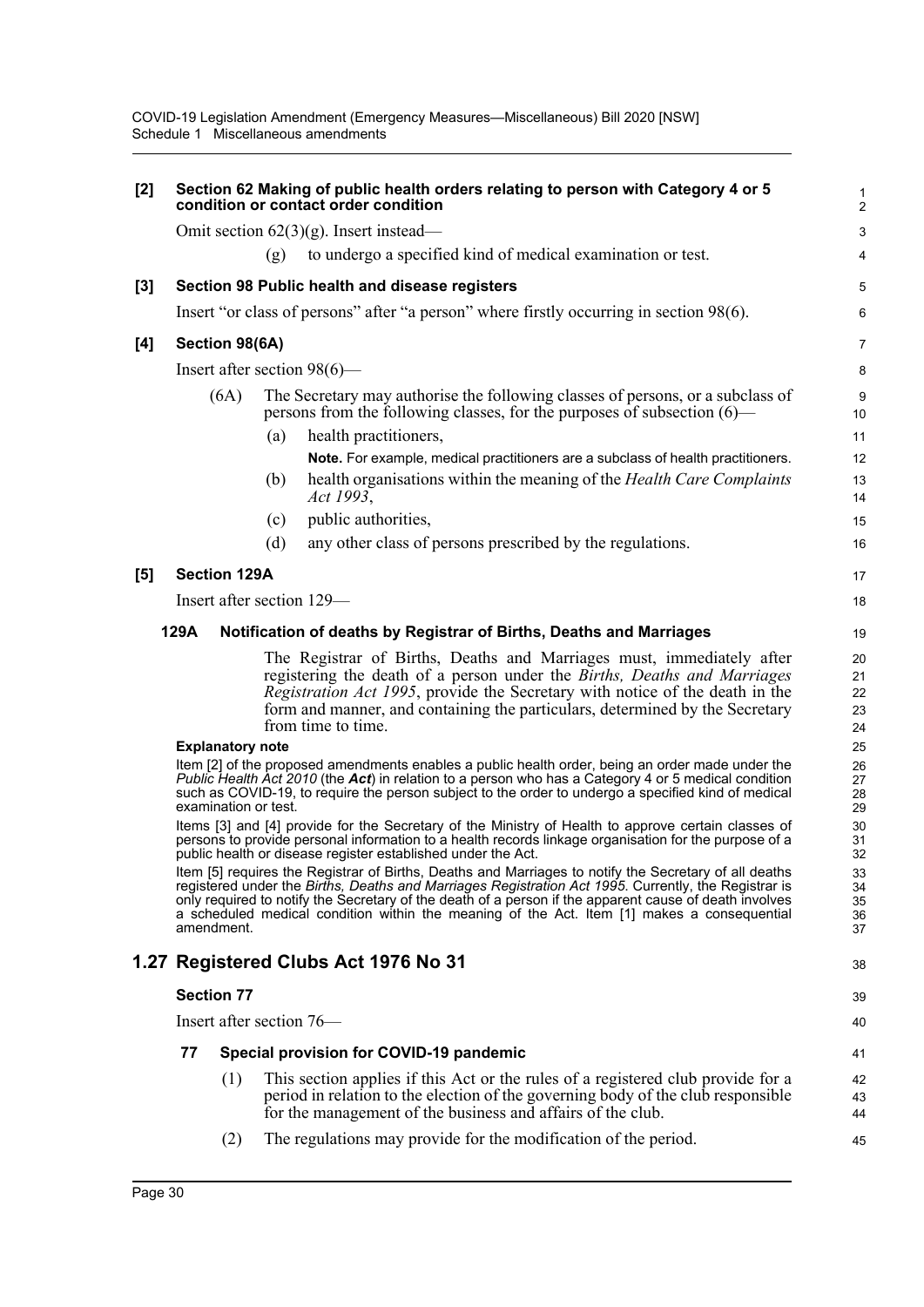**[2] Section 62 Making of public health orders relating to person with Category 4 or 5 condition or contact order condition**

Omit section 62(3)(g). Insert instead—

(g) to undergo a specified kind of medical examination or test.

**[3] Section 98 Public health and disease registers**

Insert "or class of persons" after "a person" where firstly occurring in section 98(6).

**[4] Section 98(6A)**

Insert after section 98(6)—

(6A) The Secretary may authorise the following classes of persons, or a subclass of persons from the following classes, for the purposes of subsection (6)—

(a) health practitioners,

**Note.** For example, medical practitioners are a subclass of health practitioners.

(b) health organisations within the meaning of the *Health Care Complaints Act 1993*,

(c) public authorities,

(d) any other class of persons prescribed by the regulations.

**[5] Section 129A**

Insert after section 129—

**129A Notification of deaths by Registrar of Births, Deaths and Marriages**

The Registrar of Births, Deaths and Marriages must, immediately after registering the death of a person under the *Births, Deaths and Marriages Registration Act 1995*, provide the Secretary with notice of the death in the form and manner, and containing the particulars, determined by the Secretary from time to time.

**Explanatory note**

Item [2] of the proposed amendments enables a public health order, being an order made under the *Public Health Act 2010* (the ***Act***) in relation to a person who has a Category 4 or 5 medical condition such as COVID-19, to require the person subject to the order to undergo a specified kind of medical examination or test.

Items [3] and [4] provide for the Secretary of the Ministry of Health to approve certain classes of persons to provide personal information to a health records linkage organisation for the purpose of a public health or disease register established under the Act.

Item [5] requires the Registrar of Births, Deaths and Marriages to notify the Secretary of all deaths registered under the *Births, Deaths and Marriages Registration Act 1995*. Currently, the Registrar is only required to notify the Secretary of the death of a person if the apparent cause of death involves a scheduled medical condition within the meaning of the Act. Item [1] makes a consequential amendment.

## 1.27 Registered Clubs Act 1976 No 31

**Section 77**

Insert after section 76—

**77 Special provision for COVID-19 pandemic**

(1) This section applies if this Act or the rules of a registered club provide for a period in relation to the election of the governing body of the club responsible for the management of the business and affairs of the club.

(2) The regulations may provide for the modification of the period.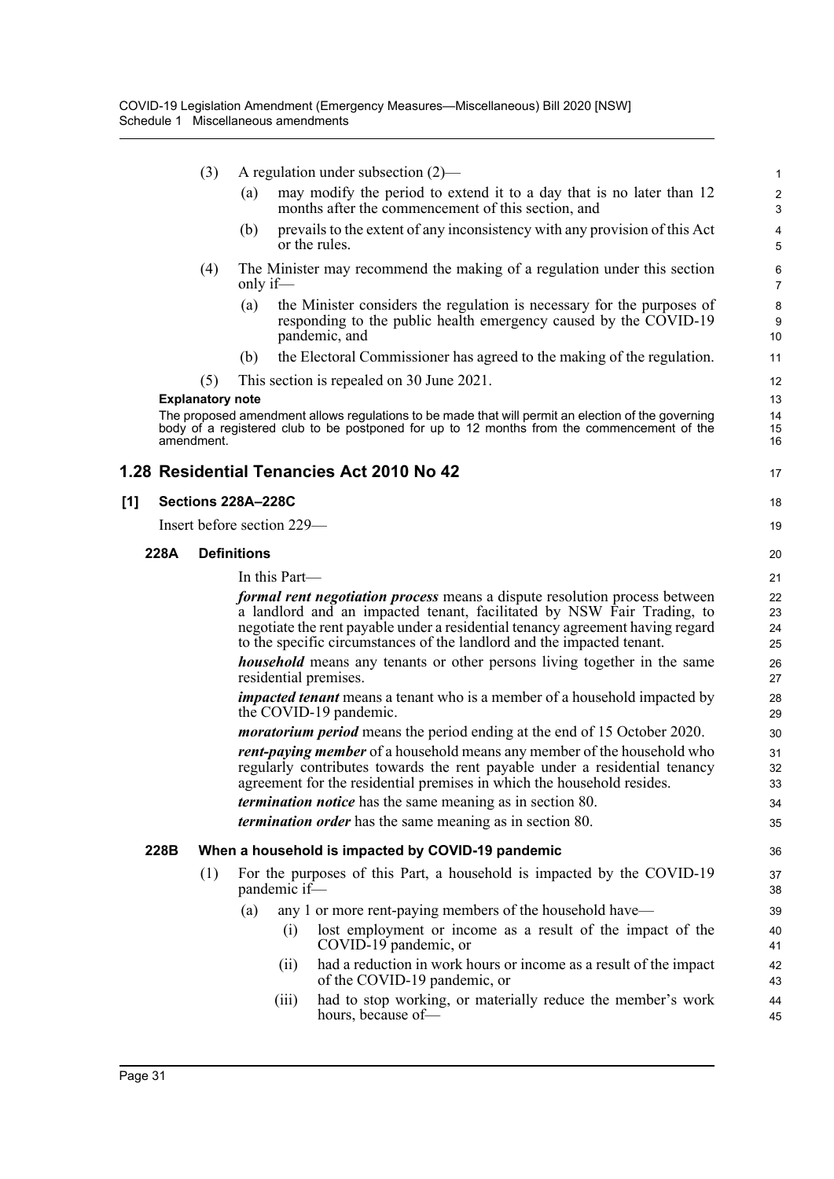(3) A regulation under subsection (2)—

(a) may modify the period to extend it to a day that is no later than 12 months after the commencement of this section, and

(b) prevails to the extent of any inconsistency with any provision of this Act or the rules.

(4) The Minister may recommend the making of a regulation under this section only if—

(a) the Minister considers the regulation is necessary for the purposes of responding to the public health emergency caused by the COVID-19 pandemic, and

(b) the Electoral Commissioner has agreed to the making of the regulation.

(5) This section is repealed on 30 June 2021.

**Explanatory note**

The proposed amendment allows regulations to be made that will permit an election of the governing body of a registered club to be postponed for up to 12 months from the commencement of the amendment.

## 1.28 Residential Tenancies Act 2010 No 42

### [1] Sections 228A–228C

Insert before section 229—

#### 228A Definitions

In this Part—

***formal rent negotiation process*** means a dispute resolution process between a landlord and an impacted tenant, facilitated by NSW Fair Trading, to negotiate the rent payable under a residential tenancy agreement having regard to the specific circumstances of the landlord and the impacted tenant.

***household*** means any tenants or other persons living together in the same residential premises.

***impacted tenant*** means a tenant who is a member of a household impacted by the COVID-19 pandemic.

***moratorium period*** means the period ending at the end of 15 October 2020.

***rent-paying member*** of a household means any member of the household who regularly contributes towards the rent payable under a residential tenancy agreement for the residential premises in which the household resides.

***termination notice*** has the same meaning as in section 80.

***termination order*** has the same meaning as in section 80.

#### 228B When a household is impacted by COVID-19 pandemic

(1) For the purposes of this Part, a household is impacted by the COVID-19 pandemic if—

(a) any 1 or more rent-paying members of the household have—

(i) lost employment or income as a result of the impact of the COVID-19 pandemic, or

(ii) had a reduction in work hours or income as a result of the impact of the COVID-19 pandemic, or

(iii) had to stop working, or materially reduce the member's work hours, because of—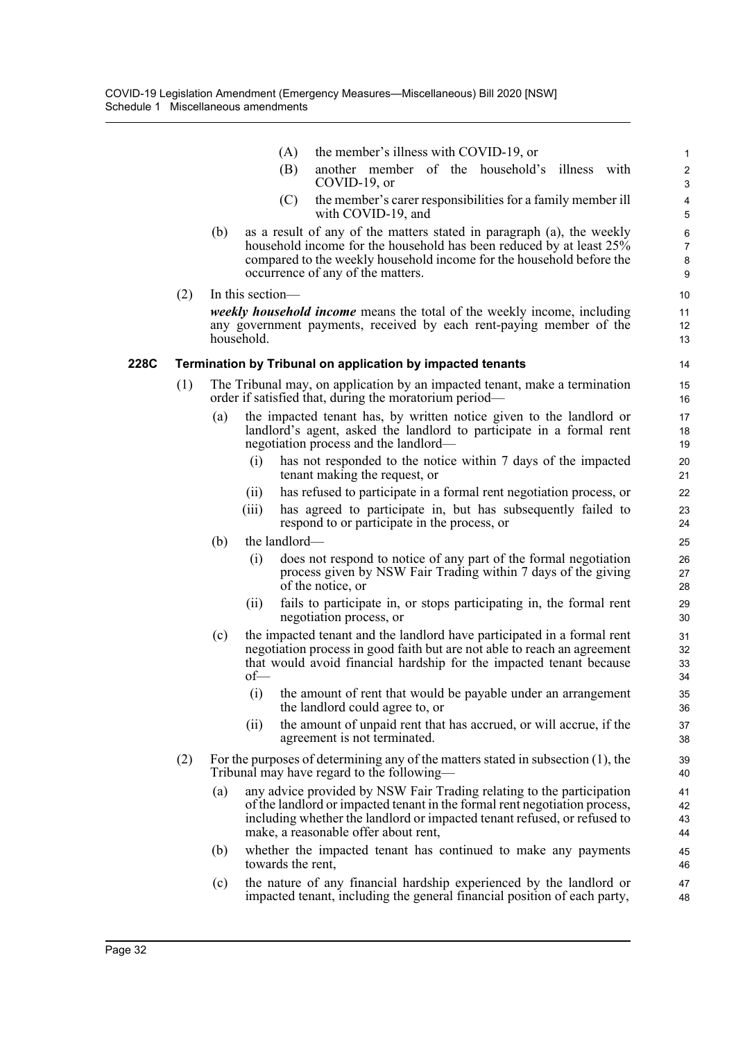(A) the member's illness with COVID-19, or

(B) another member of the household's illness with COVID-19, or

(C) the member's carer responsibilities for a family member ill with COVID-19, and

(b) as a result of any of the matters stated in paragraph (a), the weekly household income for the household has been reduced by at least 25% compared to the weekly household income for the household before the occurrence of any of the matters.

(2) In this section—

***weekly household income*** means the total of the weekly income, including any government payments, received by each rent-paying member of the household.

### 228C Termination by Tribunal on application by impacted tenants

(1) The Tribunal may, on application by an impacted tenant, make a termination order if satisfied that, during the moratorium period—

(a) the impacted tenant has, by written notice given to the landlord or landlord's agent, asked the landlord to participate in a formal rent negotiation process and the landlord—

(i) has not responded to the notice within 7 days of the impacted tenant making the request, or

(ii) has refused to participate in a formal rent negotiation process, or

(iii) has agreed to participate in, but has subsequently failed to respond to or participate in the process, or

(b) the landlord—

(i) does not respond to notice of any part of the formal negotiation process given by NSW Fair Trading within 7 days of the giving of the notice, or

(ii) fails to participate in, or stops participating in, the formal rent negotiation process, or

(c) the impacted tenant and the landlord have participated in a formal rent negotiation process in good faith but are not able to reach an agreement that would avoid financial hardship for the impacted tenant because of—

(i) the amount of rent that would be payable under an arrangement the landlord could agree to, or

(ii) the amount of unpaid rent that has accrued, or will accrue, if the agreement is not terminated.

(2) For the purposes of determining any of the matters stated in subsection (1), the Tribunal may have regard to the following—

(a) any advice provided by NSW Fair Trading relating to the participation of the landlord or impacted tenant in the formal rent negotiation process, including whether the landlord or impacted tenant refused, or refused to make, a reasonable offer about rent,

(b) whether the impacted tenant has continued to make any payments towards the rent,

(c) the nature of any financial hardship experienced by the landlord or impacted tenant, including the general financial position of each party,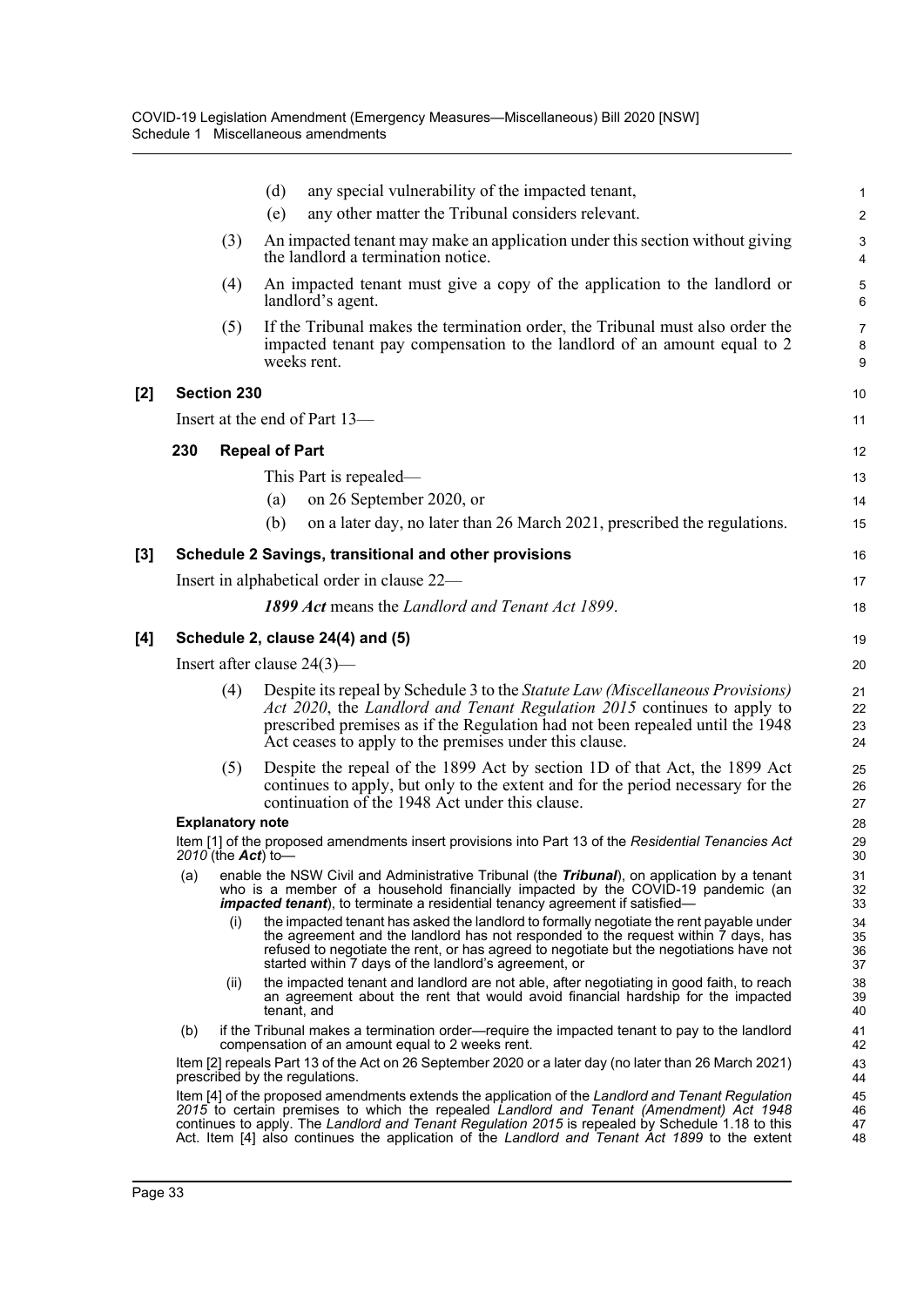(d) any special vulnerability of the impacted tenant,

(e) any other matter the Tribunal considers relevant.

(3) An impacted tenant may make an application under this section without giving the landlord a termination notice.

(4) An impacted tenant must give a copy of the application to the landlord or landlord's agent.

(5) If the Tribunal makes the termination order, the Tribunal must also order the impacted tenant pay compensation to the landlord of an amount equal to 2 weeks rent.

**[2] Section 230**

Insert at the end of Part 13—

**230 Repeal of Part**

This Part is repealed—

(a) on 26 September 2020, or

(b) on a later day, no later than 26 March 2021, prescribed the regulations.

**[3] Schedule 2 Savings, transitional and other provisions**

Insert in alphabetical order in clause 22—

***1899 Act*** means the *Landlord and Tenant Act 1899*.

**[4] Schedule 2, clause 24(4) and (5)**

Insert after clause 24(3)—

(4) Despite its repeal by Schedule 3 to the *Statute Law (Miscellaneous Provisions) Act 2020*, the *Landlord and Tenant Regulation 2015* continues to apply to prescribed premises as if the Regulation had not been repealed until the 1948 Act ceases to apply to the premises under this clause.

(5) Despite the repeal of the 1899 Act by section 1D of that Act, the 1899 Act continues to apply, but only to the extent and for the period necessary for the continuation of the 1948 Act under this clause.

**Explanatory note**

Item [1] of the proposed amendments insert provisions into Part 13 of the *Residential Tenancies Act 2010* (the ***Act***) to—

(a) enable the NSW Civil and Administrative Tribunal (the ***Tribunal***), on application by a tenant who is a member of a household financially impacted by the COVID-19 pandemic (an ***impacted tenant***), to terminate a residential tenancy agreement if satisfied—

(i) the impacted tenant has asked the landlord to formally negotiate the rent payable under the agreement and the landlord has not responded to the request within 7 days, has refused to negotiate the rent, or has agreed to negotiate but the negotiations have not started within 7 days of the landlord's agreement, or

(ii) the impacted tenant and landlord are not able, after negotiating in good faith, to reach an agreement about the rent that would avoid financial hardship for the impacted tenant, and

(b) if the Tribunal makes a termination order—require the impacted tenant to pay to the landlord compensation of an amount equal to 2 weeks rent.

Item [2] repeals Part 13 of the Act on 26 September 2020 or a later day (no later than 26 March 2021) prescribed by the regulations.

Item [4] of the proposed amendments extends the application of the *Landlord and Tenant Regulation 2015* to certain premises to which the repealed *Landlord and Tenant (Amendment) Act 1948* continues to apply. The *Landlord and Tenant Regulation 2015* is repealed by Schedule 1.18 to this Act. Item [4] also continues the application of the *Landlord and Tenant Act 1899* to the extent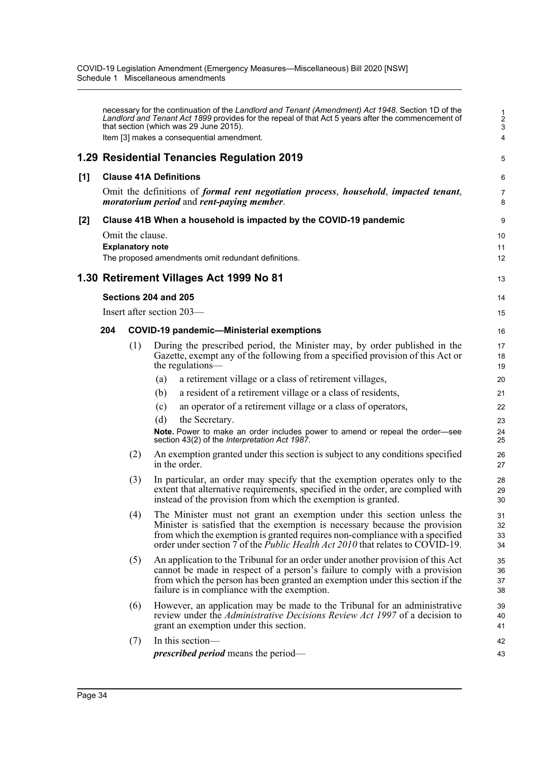necessary for the continuation of the *Landlord and Tenant (Amendment) Act 1948*. Section 1D of the *Landlord and Tenant Act 1899* provides for the repeal of that Act 5 years after the commencement of that section (which was 29 June 2015).

Item [3] makes a consequential amendment.

## 1.29 Residential Tenancies Regulation 2019

### [1] Clause 41A Definitions

Omit the definitions of ***formal rent negotiation process***, ***household***, ***impacted tenant***, ***moratorium period*** and ***rent-paying member***.

### [2] Clause 41B When a household is impacted by the COVID-19 pandemic

Omit the clause.

**Explanatory note**

The proposed amendments omit redundant definitions.

## 1.30 Retirement Villages Act 1999 No 81

### Sections 204 and 205

Insert after section 203—

#### 204 COVID-19 pandemic—Ministerial exemptions

(1) During the prescribed period, the Minister may, by order published in the Gazette, exempt any of the following from a specified provision of this Act or the regulations—

(a) a retirement village or a class of retirement villages,

(b) a resident of a retirement village or a class of residents,

(c) an operator of a retirement village or a class of operators,

(d) the Secretary.

**Note.** Power to make an order includes power to amend or repeal the order—see section 43(2) of the *Interpretation Act 1987*.

(2) An exemption granted under this section is subject to any conditions specified in the order.

(3) In particular, an order may specify that the exemption operates only to the extent that alternative requirements, specified in the order, are complied with instead of the provision from which the exemption is granted.

(4) The Minister must not grant an exemption under this section unless the Minister is satisfied that the exemption is necessary because the provision from which the exemption is granted requires non-compliance with a specified order under section 7 of the *Public Health Act 2010* that relates to COVID-19.

(5) An application to the Tribunal for an order under another provision of this Act cannot be made in respect of a person's failure to comply with a provision from which the person has been granted an exemption under this section if the failure is in compliance with the exemption.

(6) However, an application may be made to the Tribunal for an administrative review under the *Administrative Decisions Review Act 1997* of a decision to grant an exemption under this section.

(7) In this section—

***prescribed period*** means the period—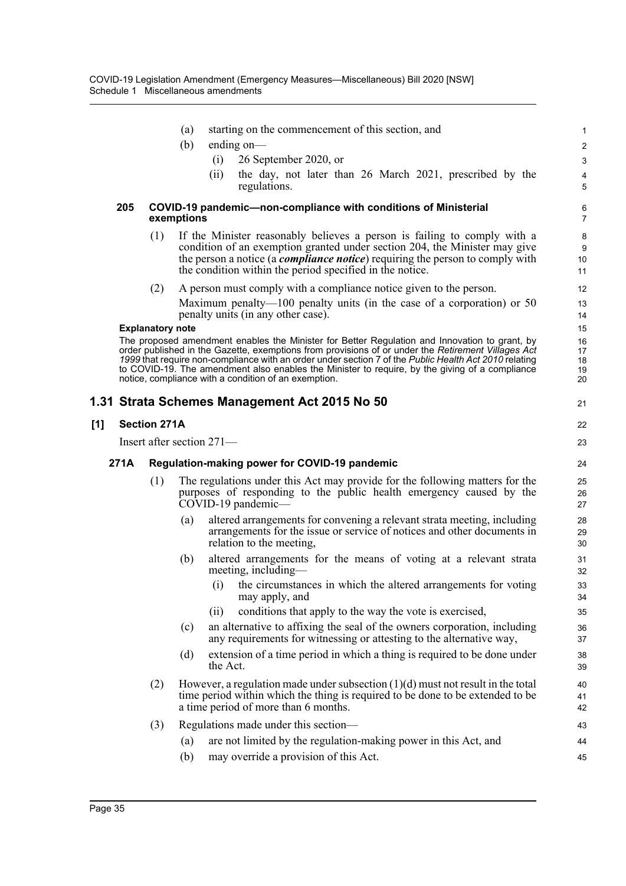(a) starting on the commencement of this section, and

(b) ending on—

(i) 26 September 2020, or

(ii) the day, not later than 26 March 2021, prescribed by the regulations.

**205 COVID-19 pandemic—non-compliance with conditions of Ministerial exemptions**

(1) If the Minister reasonably believes a person is failing to comply with a condition of an exemption granted under section 204, the Minister may give the person a notice (a ***compliance notice***) requiring the person to comply with the condition within the period specified in the notice.

(2) A person must comply with a compliance notice given to the person.

Maximum penalty—100 penalty units (in the case of a corporation) or 50 penalty units (in any other case).

**Explanatory note**

The proposed amendment enables the Minister for Better Regulation and Innovation to grant, by order published in the Gazette, exemptions from provisions of or under the *Retirement Villages Act 1999* that require non-compliance with an order under section 7 of the *Public Health Act 2010* relating to COVID-19. The amendment also enables the Minister to require, by the giving of a compliance notice, compliance with a condition of an exemption.

## 1.31 Strata Schemes Management Act 2015 No 50

### [1] Section 271A

Insert after section 271—

**271A Regulation-making power for COVID-19 pandemic**

(1) The regulations under this Act may provide for the following matters for the purposes of responding to the public health emergency caused by the COVID-19 pandemic—

(a) altered arrangements for convening a relevant strata meeting, including arrangements for the issue or service of notices and other documents in relation to the meeting,

(b) altered arrangements for the means of voting at a relevant strata meeting, including—

(i) the circumstances in which the altered arrangements for voting may apply, and

(ii) conditions that apply to the way the vote is exercised,

(c) an alternative to affixing the seal of the owners corporation, including any requirements for witnessing or attesting to the alternative way,

(d) extension of a time period in which a thing is required to be done under the Act.

(2) However, a regulation made under subsection (1)(d) must not result in the total time period within which the thing is required to be done to be extended to be a time period of more than 6 months.

(3) Regulations made under this section—

(a) are not limited by the regulation-making power in this Act, and

(b) may override a provision of this Act.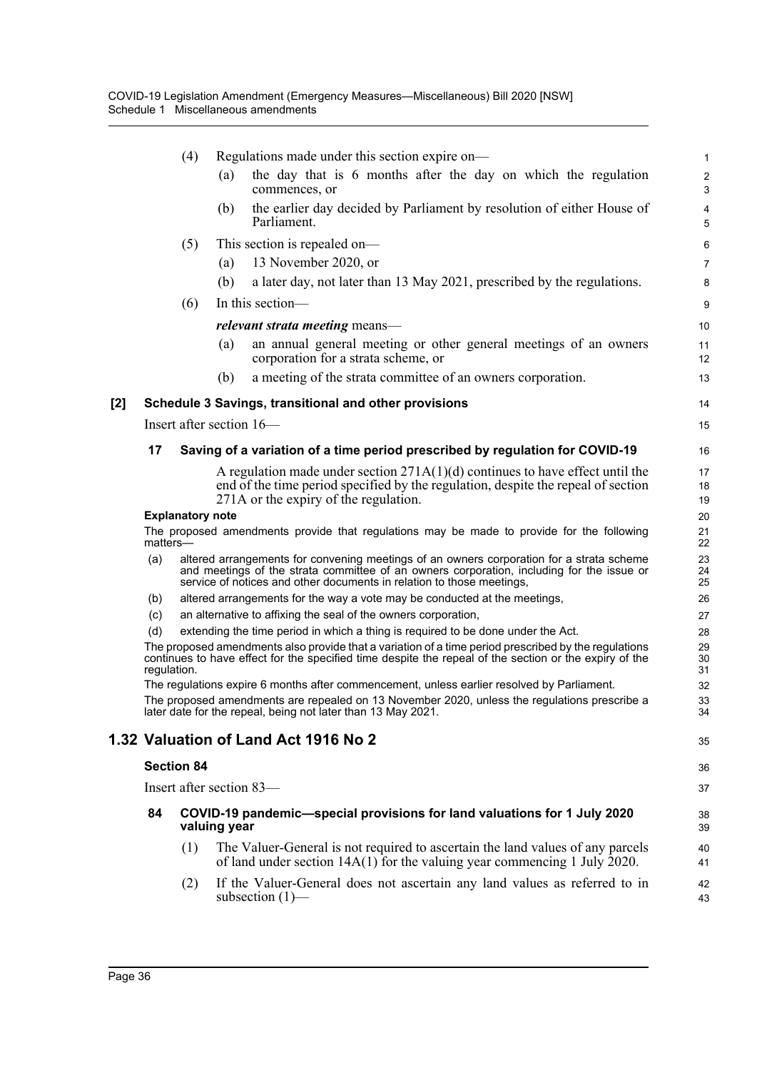(4) Regulations made under this section expire on—

(a) the day that is 6 months after the day on which the regulation commences, or

(b) the earlier day decided by Parliament by resolution of either House of Parliament.

(5) This section is repealed on—

(a) 13 November 2020, or

(b) a later day, not later than 13 May 2021, prescribed by the regulations.

(6) In this section—

***relevant strata meeting*** means—

(a) an annual general meeting or other general meetings of an owners corporation for a strata scheme, or

(b) a meeting of the strata committee of an owners corporation.

**[2] Schedule 3 Savings, transitional and other provisions**

Insert after section 16—

**17 Saving of a variation of a time period prescribed by regulation for COVID-19**

A regulation made under section 271A(1)(d) continues to have effect until the end of the time period specified by the regulation, despite the repeal of section 271A or the expiry of the regulation.

**Explanatory note**

The proposed amendments provide that regulations may be made to provide for the following matters—

(a) altered arrangements for convening meetings of an owners corporation for a strata scheme and meetings of the strata committee of an owners corporation, including for the issue or service of notices and other documents in relation to those meetings,

(b) altered arrangements for the way a vote may be conducted at the meetings,

(c) an alternative to affixing the seal of the owners corporation,

(d) extending the time period in which a thing is required to be done under the Act.

The proposed amendments also provide that a variation of a time period prescribed by the regulations continues to have effect for the specified time despite the repeal of the section or the expiry of the regulation.

The regulations expire 6 months after commencement, unless earlier resolved by Parliament.

The proposed amendments are repealed on 13 November 2020, unless the regulations prescribe a later date for the repeal, being not later than 13 May 2021.

## 1.32 Valuation of Land Act 1916 No 2

**Section 84**

Insert after section 83—

**84 COVID-19 pandemic—special provisions for land valuations for 1 July 2020 valuing year**

(1) The Valuer-General is not required to ascertain the land values of any parcels of land under section 14A(1) for the valuing year commencing 1 July 2020.

(2) If the Valuer-General does not ascertain any land values as referred to in subsection (1)—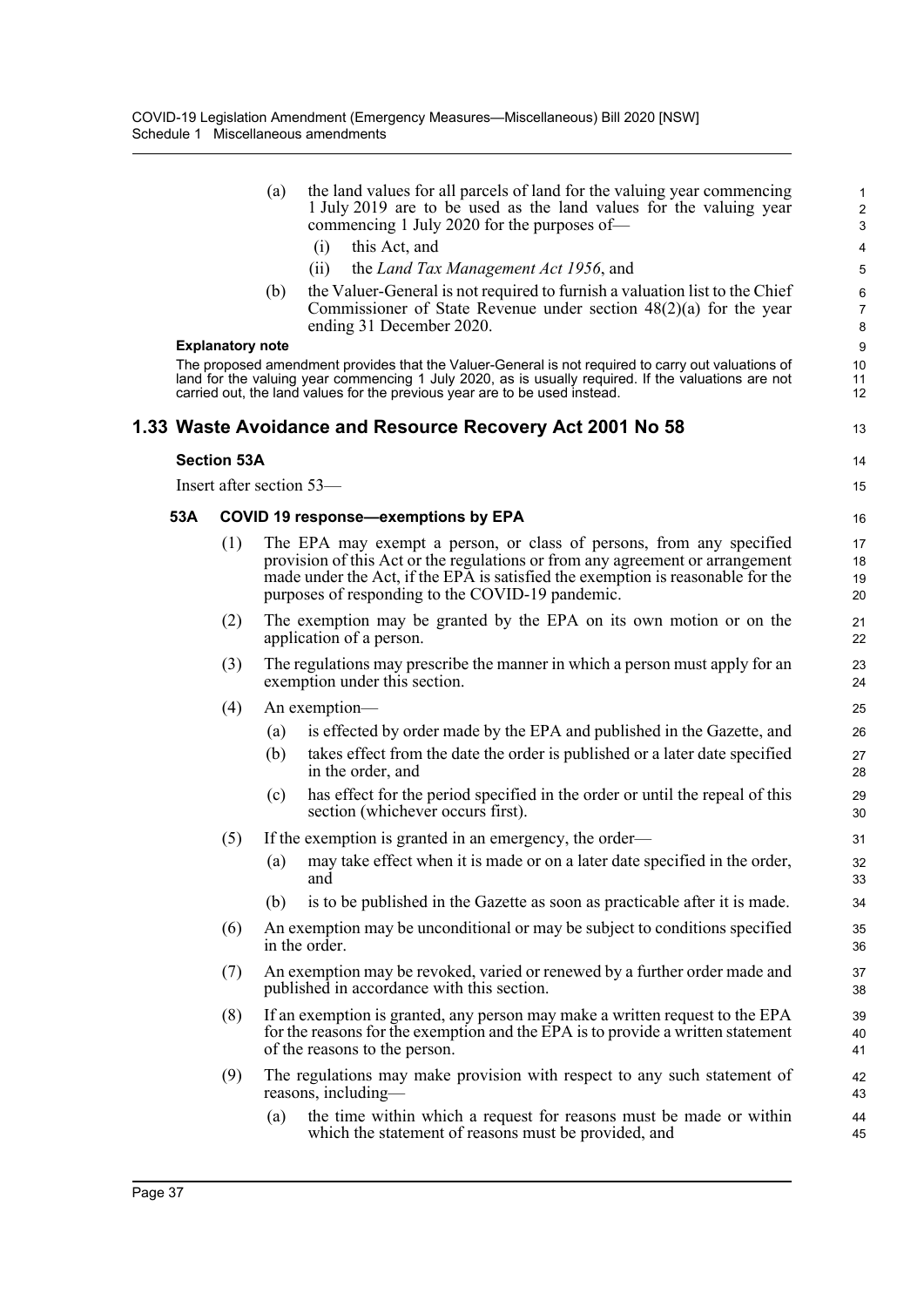(a) the land values for all parcels of land for the valuing year commencing 1 July 2019 are to be used as the land values for the valuing year commencing 1 July 2020 for the purposes of—

(i) this Act, and

(ii) the *Land Tax Management Act 1956*, and

(b) the Valuer-General is not required to furnish a valuation list to the Chief Commissioner of State Revenue under section 48(2)(a) for the year ending 31 December 2020.

**Explanatory note**

The proposed amendment provides that the Valuer-General is not required to carry out valuations of land for the valuing year commencing 1 July 2020, as is usually required. If the valuations are not carried out, the land values for the previous year are to be used instead.

## 1.33 Waste Avoidance and Resource Recovery Act 2001 No 58

### Section 53A

Insert after section 53—

#### 53A COVID 19 response—exemptions by EPA

(1) The EPA may exempt a person, or class of persons, from any specified provision of this Act or the regulations or from any agreement or arrangement made under the Act, if the EPA is satisfied the exemption is reasonable for the purposes of responding to the COVID-19 pandemic.

(2) The exemption may be granted by the EPA on its own motion or on the application of a person.

(3) The regulations may prescribe the manner in which a person must apply for an exemption under this section.

(4) An exemption—

(a) is effected by order made by the EPA and published in the Gazette, and

(b) takes effect from the date the order is published or a later date specified in the order, and

(c) has effect for the period specified in the order or until the repeal of this section (whichever occurs first).

(5) If the exemption is granted in an emergency, the order—

(a) may take effect when it is made or on a later date specified in the order, and

(b) is to be published in the Gazette as soon as practicable after it is made.

(6) An exemption may be unconditional or may be subject to conditions specified in the order.

(7) An exemption may be revoked, varied or renewed by a further order made and published in accordance with this section.

(8) If an exemption is granted, any person may make a written request to the EPA for the reasons for the exemption and the EPA is to provide a written statement of the reasons to the person.

(9) The regulations may make provision with respect to any such statement of reasons, including—

(a) the time within which a request for reasons must be made or within which the statement of reasons must be provided, and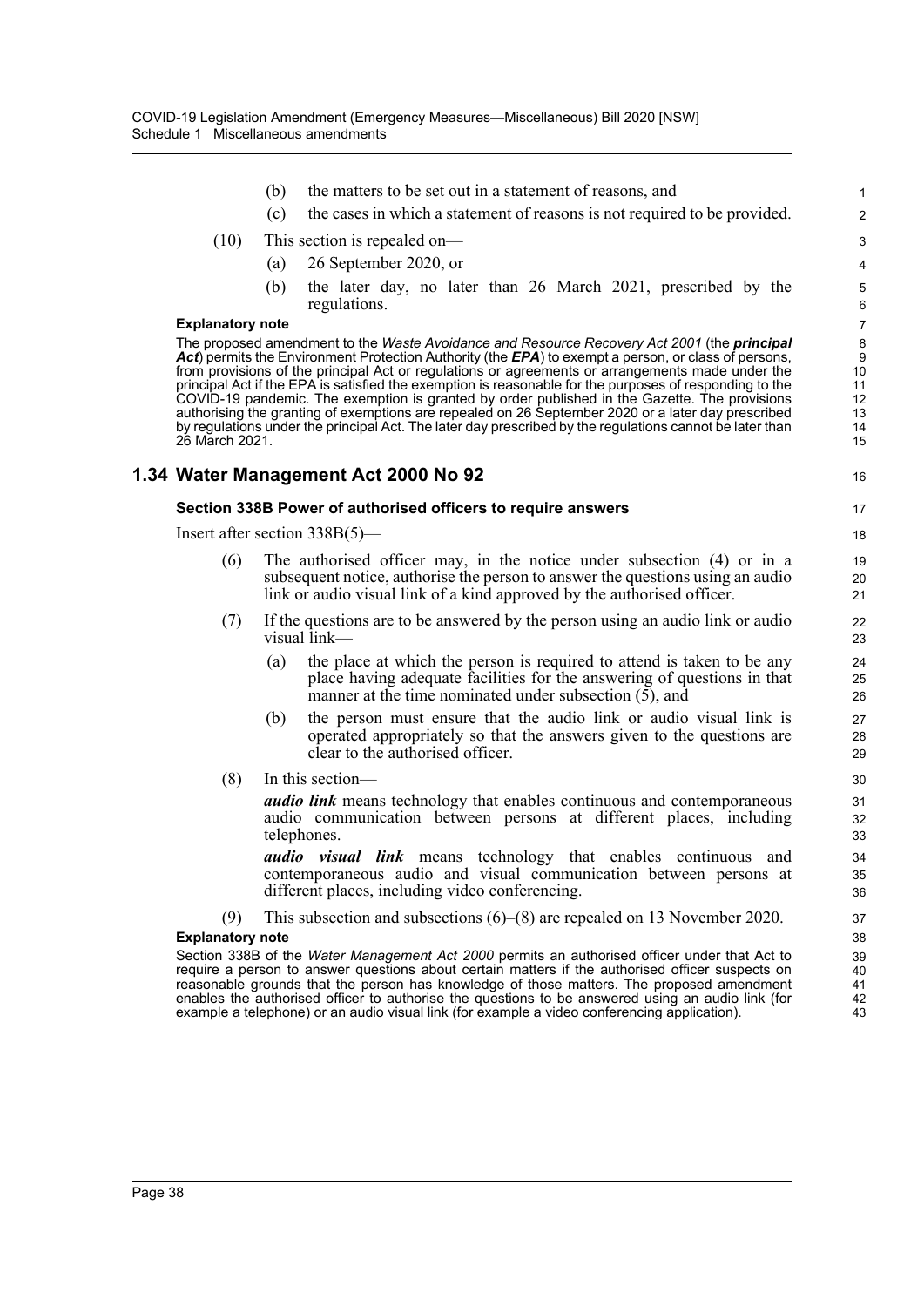(b) the matters to be set out in a statement of reasons, and

(c) the cases in which a statement of reasons is not required to be provided.

(10) This section is repealed on—

(a) 26 September 2020, or

(b) the later day, no later than 26 March 2021, prescribed by the regulations.

**Explanatory note**

The proposed amendment to the *Waste Avoidance and Resource Recovery Act 2001* (the ***principal Act***) permits the Environment Protection Authority (the ***EPA***) to exempt a person, or class of persons, from provisions of the principal Act or regulations or agreements or arrangements made under the principal Act if the EPA is satisfied the exemption is reasonable for the purposes of responding to the COVID-19 pandemic. The exemption is granted by order published in the Gazette. The provisions authorising the granting of exemptions are repealed on 26 September 2020 or a later day prescribed by regulations under the principal Act. The later day prescribed by the regulations cannot be later than 26 March 2021.

## 1.34 Water Management Act 2000 No 92

### Section 338B Power of authorised officers to require answers

Insert after section 338B(5)—

(6) The authorised officer may, in the notice under subsection (4) or in a subsequent notice, authorise the person to answer the questions using an audio link or audio visual link of a kind approved by the authorised officer.

(7) If the questions are to be answered by the person using an audio link or audio visual link—

(a) the place at which the person is required to attend is taken to be any place having adequate facilities for the answering of questions in that manner at the time nominated under subsection (5), and

(b) the person must ensure that the audio link or audio visual link is operated appropriately so that the answers given to the questions are clear to the authorised officer.

(8) In this section—

***audio link*** means technology that enables continuous and contemporaneous audio communication between persons at different places, including telephones.

***audio visual link*** means technology that enables continuous and contemporaneous audio and visual communication between persons at different places, including video conferencing.

(9) This subsection and subsections (6)–(8) are repealed on 13 November 2020.

**Explanatory note**

Section 338B of the *Water Management Act 2000* permits an authorised officer under that Act to require a person to answer questions about certain matters if the authorised officer suspects on reasonable grounds that the person has knowledge of those matters. The proposed amendment enables the authorised officer to authorise the questions to be answered using an audio link (for example a telephone) or an audio visual link (for example a video conferencing application).